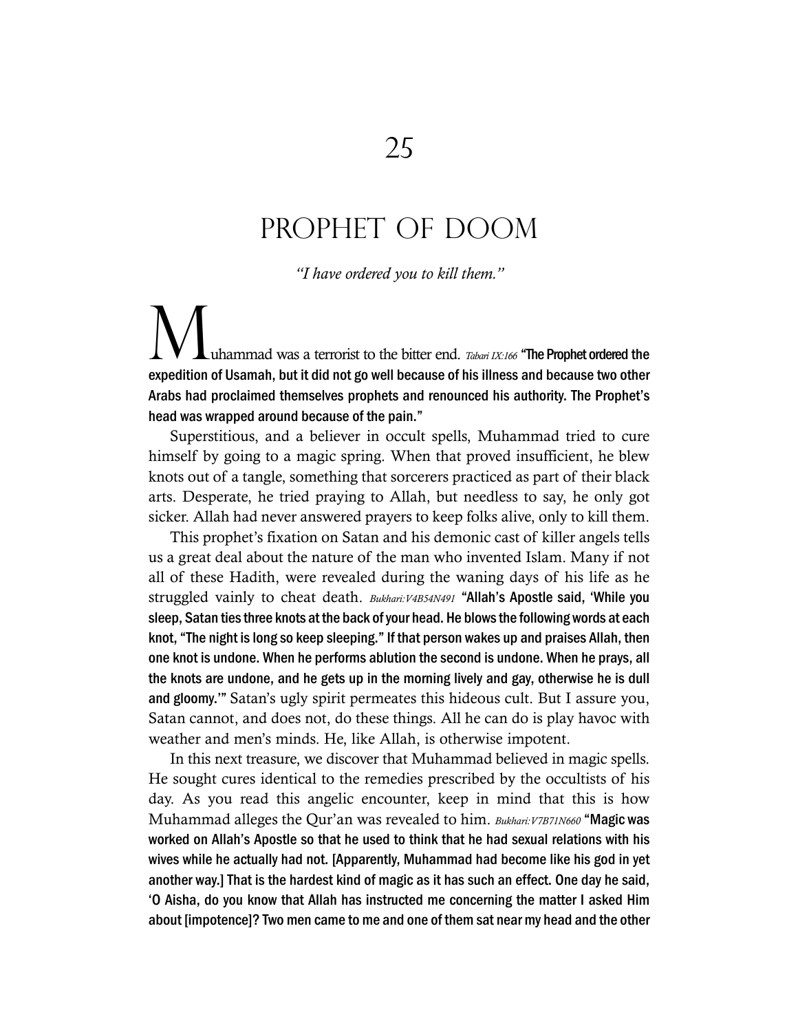# 25

# PROPHET OF DOOM

*"I have ordered you to kill them."*

Muhammad was a terrorist to the bitter end. *Tabari IX:166* **"The Prophet ordered the expedition of Usamah, but it did not go well because of his illness and because two other Arabs had proclaimed themselves prophets and renounced his authority. The Prophet's head was wrapped around because of the pain."**

Superstitious, and a believer in occult spells, Muhammad tried to cure himself by going to a magic spring. When that proved insufficient, he blew knots out of a tangle, something that sorcerers practiced as part of their black arts. Desperate, he tried praying to Allah, but needless to say, he only got sicker. Allah had never answered prayers to keep folks alive, only to kill them.

This prophet's fixation on Satan and his demonic cast of killer angels tells us a great deal about the nature of the man who invented Islam. Many if not all of these Hadith, were revealed during the waning days of his life as he struggled vainly to cheat death. *Bukhari:V4B54N491* **"Allah's Apostle said, 'While you sleep, Satan ties three knots at the back of your head. He blows the following words at each knot, "The night is long so keep sleeping." If that person wakes up and praises Allah, then one knot is undone. When he performs ablution the second is undone. When he prays, all the knots are undone, and he gets up in the morning lively and gay, otherwise he is dull and gloomy.'"** Satan's ugly spirit permeates this hideous cult. But I assure you, Satan cannot, and does not, do these things. All he can do is play havoc with weather and men's minds. He, like Allah, is otherwise impotent.

In this next treasure, we discover that Muhammad believed in magic spells. He sought cures identical to the remedies prescribed by the occultists of his day. As you read this angelic encounter, keep in mind that this is how Muhammad alleges the Qur'an was revealed to him. *Bukhari:V7B71N660* **"Magic was worked on Allah's Apostle so that he used to think that he had sexual relations with his wives while he actually had not. [Apparently, Muhammad had become like his god in yet another way.] That is the hardest kind of magic as it has such an effect. One day he said, 'O Aisha, do you know that Allah has instructed me concerning the matter I asked Him about [impotence]? Two men came to me and one of them sat near my head and the other**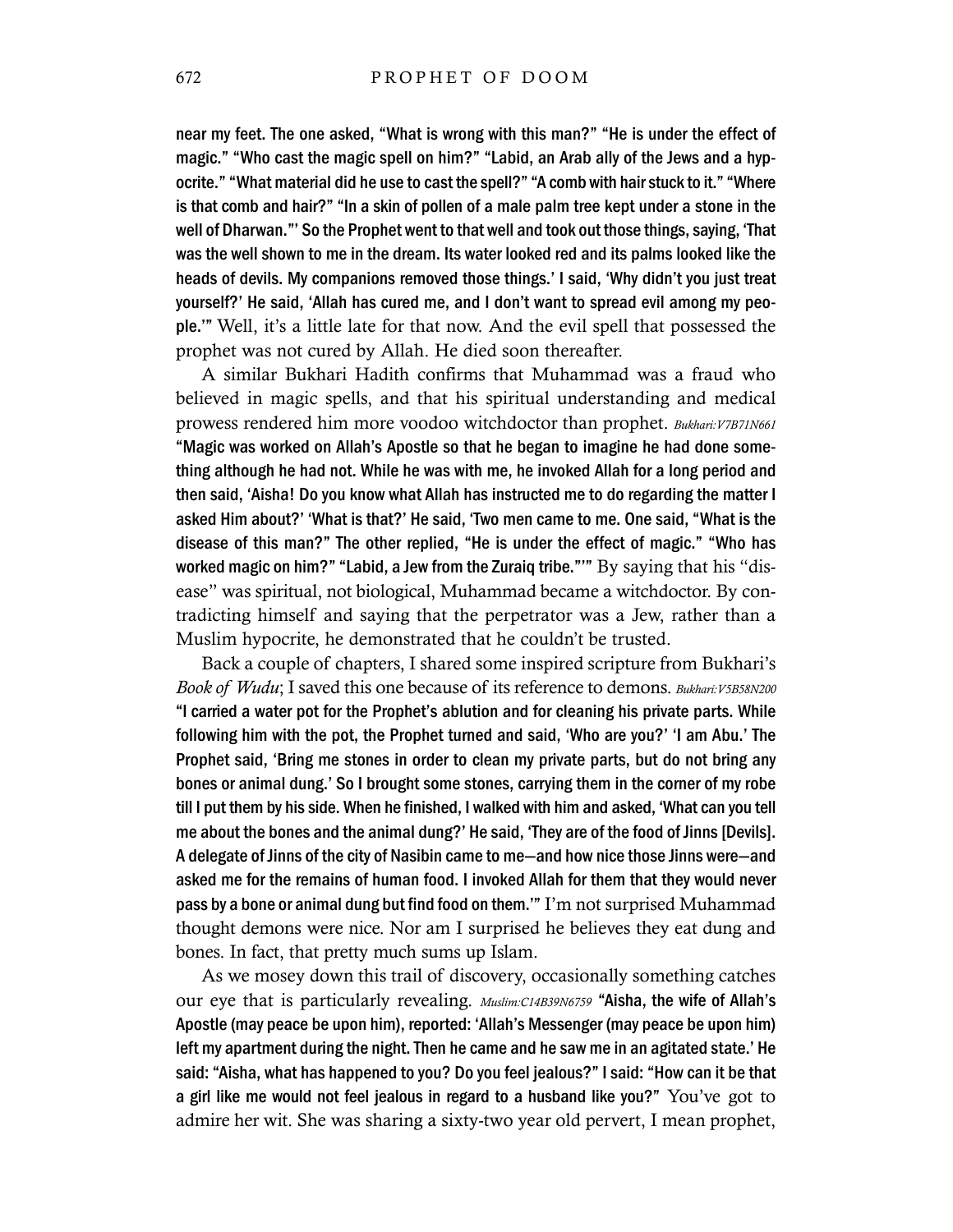**near my feet. The one asked, "What is wrong with this man?" "He is under the effect of magic." "Who cast the magic spell on him?" "Labid, an Arab ally of the Jews and a hypocrite." "What material did he use to cast the spell?" "A comb with hair stuck to it." "Where is that comb and hair?" "In a skin of pollen of a male palm tree kept under a stone in the well of Dharwan."' So the Prophet went to that well and took out those things, saying, 'That was the well shown to me in the dream. Its water looked red and its palms looked like the heads of devils. My companions removed those things.' I said, 'Why didn't you just treat yourself?' He said, 'Allah has cured me, and I don't want to spread evil among my people.'"** Well, it's a little late for that now. And the evil spell that possessed the prophet was not cured by Allah. He died soon thereafter.

A similar Bukhari Hadith confirms that Muhammad was a fraud who believed in magic spells, and that his spiritual understanding and medical prowess rendered him more voodoo witchdoctor than prophet. *Bukhari:V7B71N661* **"Magic was worked on Allah's Apostle so that he began to imagine he had done something although he had not. While he was with me, he invoked Allah for a long period and then said, 'Aisha! Do you know what Allah has instructed me to do regarding the matter I asked Him about?' 'What is that?' He said, 'Two men came to me. One said, "What is the disease of this man?" The other replied, "He is under the effect of magic." "Who has worked magic on him?" "Labid, a Jew from the Zuraiq tribe."'"** By saying that his "disease" was spiritual, not biological, Muhammad became a witchdoctor. By contradicting himself and saying that the perpetrator was a Jew, rather than a Muslim hypocrite, he demonstrated that he couldn't be trusted.

Back a couple of chapters, I shared some inspired scripture from Bukhari's *Book of Wudu*; I saved this one because of its reference to demons. *Bukhari:V5B58N200* **"I carried a water pot for the Prophet's ablution and for cleaning his private parts. While following him with the pot, the Prophet turned and said, 'Who are you?' 'I am Abu.' The Prophet said, 'Bring me stones in order to clean my private parts, but do not bring any bones or animal dung.' So I brought some stones, carrying them in the corner of my robe till I put them by his side. When he finished, I walked with him and asked, 'What can you tell me about the bones and the animal dung?' He said, 'They are of the food of Jinns [Devils]. A delegate of Jinns of the city of Nasibin came to me—and how nice those Jinns were—and asked me for the remains of human food. I invoked Allah for them that they would never pass by a bone or animal dung but find food on them.'"** I'm not surprised Muhammad thought demons were nice. Nor am I surprised he believes they eat dung and bones. In fact, that pretty much sums up Islam.

As we mosey down this trail of discovery, occasionally something catches our eye that is particularly revealing. *Muslim:C14B39N6759* **"Aisha, the wife of Allah's Apostle (may peace be upon him), reported: 'Allah's Messenger (may peace be upon him) left my apartment during the night. Then he came and he saw me in an agitated state.' He said: "Aisha, what has happened to you? Do you feel jealous?" I said: "How can it be that a girl like me would not feel jealous in regard to a husband like you?"** You've got to admire her wit. She was sharing a sixty-two year old pervert, I mean prophet,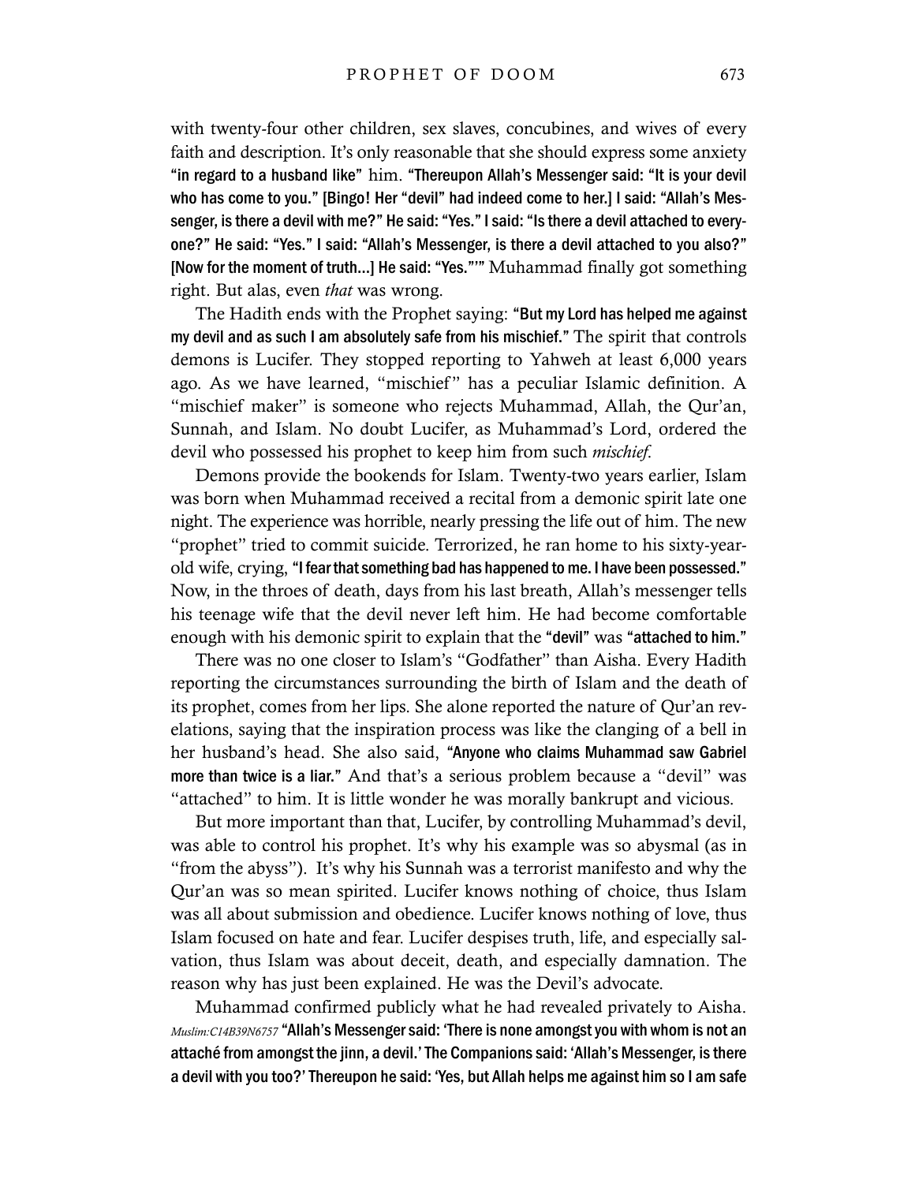with twenty-four other children, sex slaves, concubines, and wives of every faith and description. It's only reasonable that she should express some anxiety **"in regard to a husband like"** him. **"Thereupon Allah's Messenger said: "It is your devil who has come to you." [Bingo! Her "devil" had indeed come to her.] I said: "Allah's Messenger, is there a devil with me?" He said: "Yes." I said: "Is there a devil attached to everyone?" He said: "Yes." I said: "Allah's Messenger, is there a devil attached to you also?" [Now for the moment of truth...] He said: "Yes."'"** Muhammad finally got something right. But alas, even *that* was wrong.

The Hadith ends with the Prophet saying: **"But my Lord has helped me against my devil and as such I am absolutely safe from his mischief."** The spirit that controls demons is Lucifer. They stopped reporting to Yahweh at least 6,000 years ago. As we have learned, "mischief" has a peculiar Islamic definition. A "mischief maker" is someone who rejects Muhammad, Allah, the Qur'an, Sunnah, and Islam. No doubt Lucifer, as Muhammad's Lord, ordered the devil who possessed his prophet to keep him from such *mischief*.

Demons provide the bookends for Islam. Twenty-two years earlier, Islam was born when Muhammad received a recital from a demonic spirit late one night. The experience was horrible, nearly pressing the life out of him. The new "prophet" tried to commit suicide. Terrorized, he ran home to his sixty-year-old wife, crying, **"I fear that something bad has happened to me. I have been possessed."** Now, in the throes of death, days from his last breath, Allah's messenger tells his teenage wife that the devil never left him. He had become comfortable enough with his demonic spirit to explain that the **"devil"** was **"attached to him."**

There was no one closer to Islam's "Godfather" than Aisha. Every Hadith reporting the circumstances surrounding the birth of Islam and the death of its prophet, comes from her lips. She alone reported the nature of Qur'an revelations, saying that the inspiration process was like the clanging of a bell in her husband's head. She also said, **"Anyone who claims Muhammad saw Gabriel more than twice is a liar."** And that's a serious problem because a "devil" was "attached" to him. It is little wonder he was morally bankrupt and vicious.

But more important than that, Lucifer, by controlling Muhammad's devil, was able to control his prophet. It's why his example was so abysmal (as in "from the abyss"). It's why his Sunnah was a terrorist manifesto and why the Qur'an was so mean spirited. Lucifer knows nothing of choice, thus Islam was all about submission and obedience. Lucifer knows nothing of love, thus Islam focused on hate and fear. Lucifer despises truth, life, and especially salvation, thus Islam was about deceit, death, and especially damnation. The reason why has just been explained. He was the Devil's advocate.

Muhammad confirmed publicly what he had revealed privately to Aisha. *Muslim:C14B39N6757* **"Allah's Messenger said: 'There is none amongst you with whom is not an attaché from amongst the jinn, a devil.' The Companions said: 'Allah's Messenger, is there a devil with you too?' Thereupon he said: 'Yes, but Allah helps me against him so I am safe**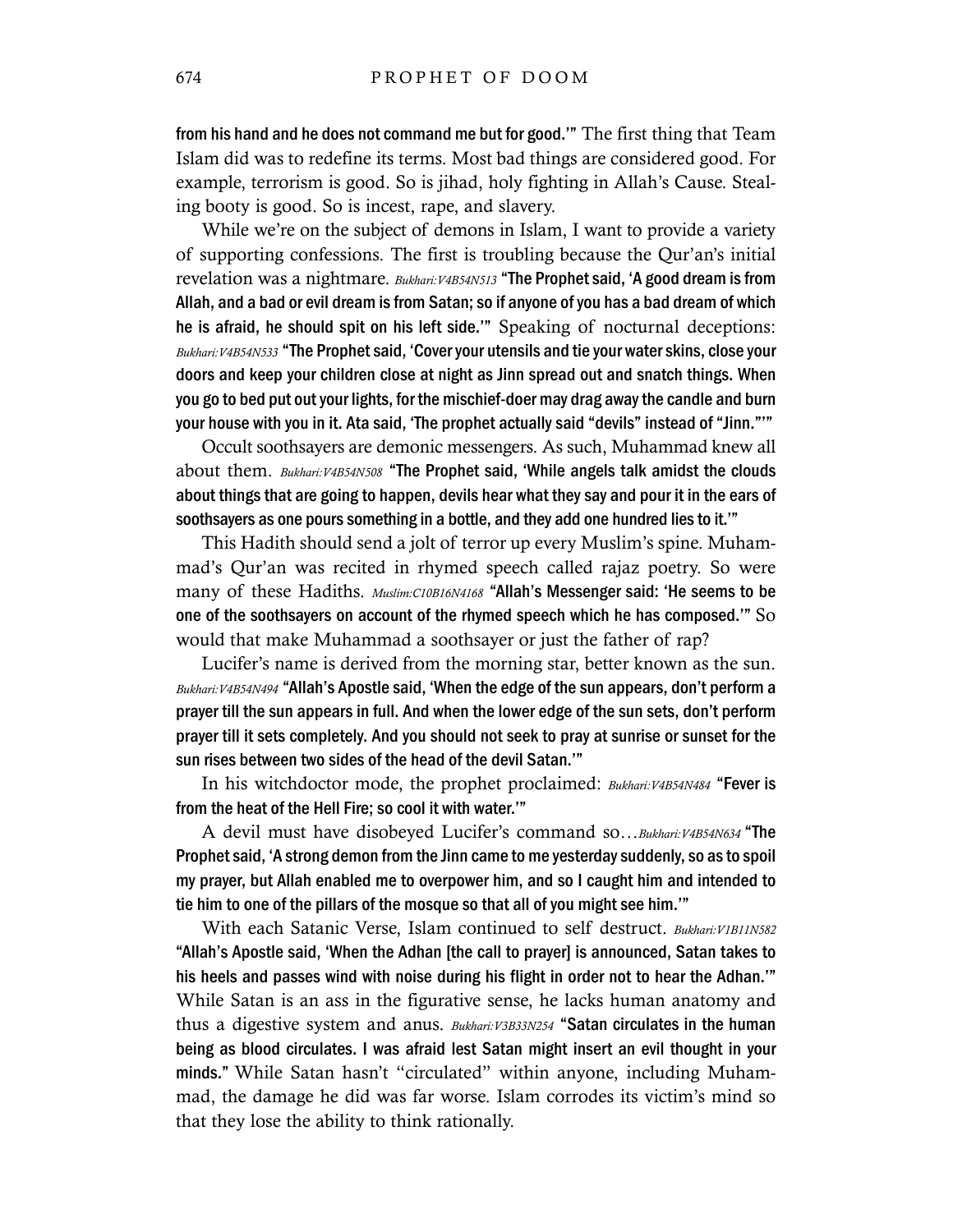from his hand and he does not command me but for good.'" The first thing that Team Islam did was to redefine its terms. Most bad things are considered good. For example, terrorism is good. So is jihad, holy fighting in Allah's Cause. Stealing booty is good. So is incest, rape, and slavery.

While we're on the subject of demons in Islam, I want to provide a variety of supporting confessions. The first is troubling because the Qur'an's initial revelation was a nightmare. *Bukhari:V4B54N513* **"The Prophet said, 'A good dream is from Allah, and a bad or evil dream is from Satan; so if anyone of you has a bad dream of which he is afraid, he should spit on his left side.'"** Speaking of nocturnal deceptions: *Bukhari:V4B54N533* **"The Prophet said, 'Cover your utensils and tie your water skins, close your doors and keep your children close at night as Jinn spread out and snatch things. When you go to bed put out your lights, for the mischief-doer may drag away the candle and burn your house with you in it. Ata said, 'The prophet actually said "devils" instead of "Jinn."'"**

Occult soothsayers are demonic messengers. As such, Muhammad knew all about them. *Bukhari:V4B54N508* **"The Prophet said, 'While angels talk amidst the clouds about things that are going to happen, devils hear what they say and pour it in the ears of soothsayers as one pours something in a bottle, and they add one hundred lies to it.'"**

This Hadith should send a jolt of terror up every Muslim's spine. Muhammad's Qur'an was recited in rhymed speech called rajaz poetry. So were many of these Hadiths. *Muslim:C10B16N4168* **"Allah's Messenger said: 'He seems to be one of the soothsayers on account of the rhymed speech which he has composed.'"** So would that make Muhammad a soothsayer or just the father of rap?

Lucifer's name is derived from the morning star, better known as the sun. *Bukhari:V4B54N494* **"Allah's Apostle said, 'When the edge of the sun appears, don't perform a prayer till the sun appears in full. And when the lower edge of the sun sets, don't perform prayer till it sets completely. And you should not seek to pray at sunrise or sunset for the sun rises between two sides of the head of the devil Satan.'"**

In his witchdoctor mode, the prophet proclaimed: *Bukhari:V4B54N484* **"Fever is from the heat of the Hell Fire; so cool it with water.'"**

A devil must have disobeyed Lucifer's command so…*Bukhari:V4B54N634* **"The Prophet said, 'A strong demon from the Jinn came to me yesterday suddenly, so as to spoil my prayer, but Allah enabled me to overpower him, and so I caught him and intended to tie him to one of the pillars of the mosque so that all of you might see him.'"**

With each Satanic Verse, Islam continued to self destruct. *Bukhari:V1B11N582* **"Allah's Apostle said, 'When the Adhan [the call to prayer] is announced, Satan takes to his heels and passes wind with noise during his flight in order not to hear the Adhan.'"** While Satan is an ass in the figurative sense, he lacks human anatomy and thus a digestive system and anus. *Bukhari:V3B33N254* **"Satan circulates in the human being as blood circulates. I was afraid lest Satan might insert an evil thought in your minds."** While Satan hasn't "circulated" within anyone, including Muhammad, the damage he did was far worse. Islam corrodes its victim's mind so that they lose the ability to think rationally.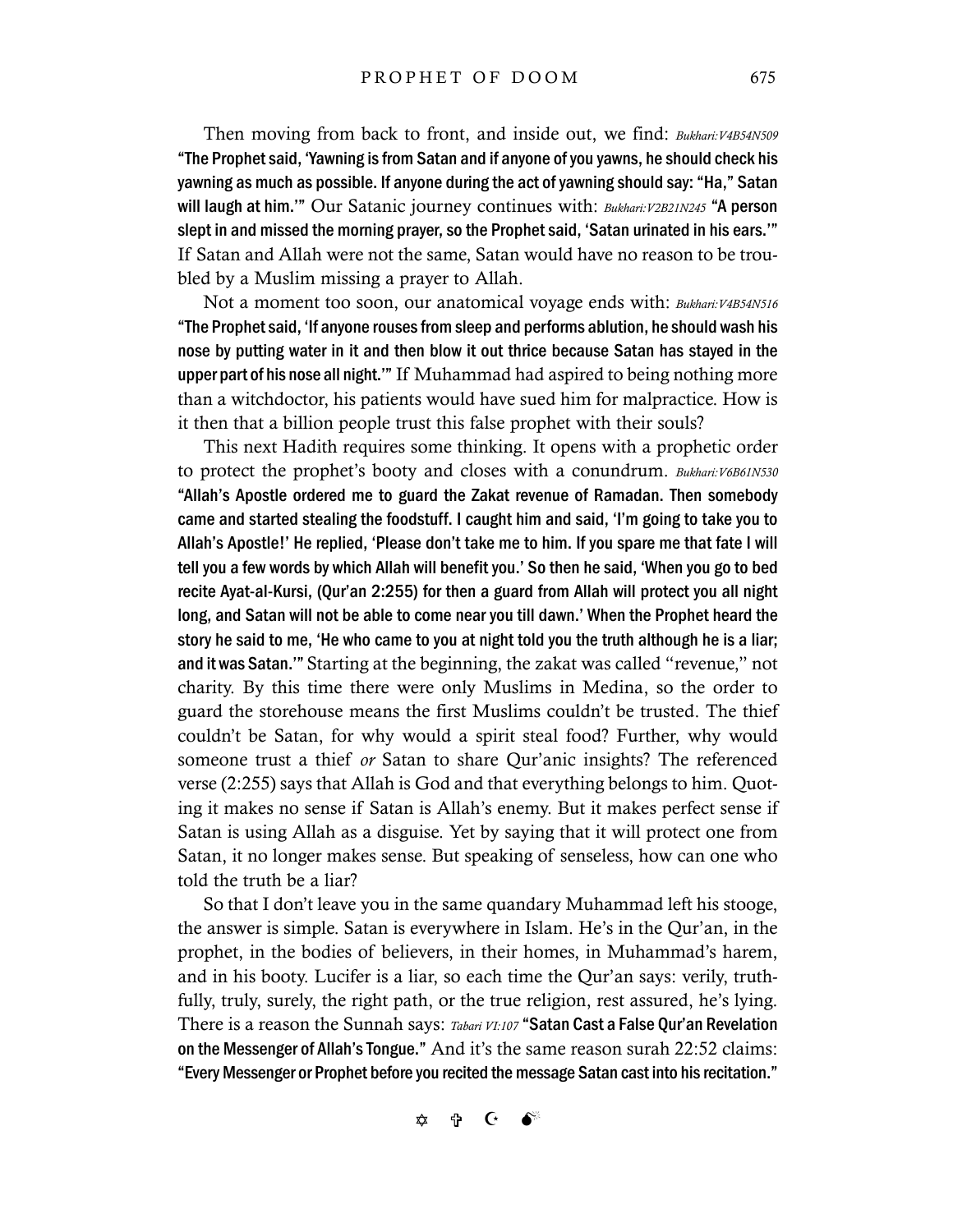Then moving from back to front, and inside out, we find: *Bukhari:V4B54N509* **"The Prophet said, 'Yawning is from Satan and if anyone of you yawns, he should check his yawning as much as possible. If anyone during the act of yawning should say: "Ha," Satan will laugh at him.'"** Our Satanic journey continues with: *Bukhari:V2B21N245* **"A person slept in and missed the morning prayer, so the Prophet said, 'Satan urinated in his ears.'"** If Satan and Allah were not the same, Satan would have no reason to be troubled by a Muslim missing a prayer to Allah.

Not a moment too soon, our anatomical voyage ends with: *Bukhari:V4B54N516* **"The Prophet said, 'If anyone rouses from sleep and performs ablution, he should wash his nose by putting water in it and then blow it out thrice because Satan has stayed in the upper part of his nose all night.'"** If Muhammad had aspired to being nothing more than a witchdoctor, his patients would have sued him for malpractice. How is it then that a billion people trust this false prophet with their souls?

This next Hadith requires some thinking. It opens with a prophetic order to protect the prophet's booty and closes with a conundrum. *Bukhari:V6B61N530* **"Allah's Apostle ordered me to guard the Zakat revenue of Ramadan. Then somebody came and started stealing the foodstuff. I caught him and said, 'I'm going to take you to Allah's Apostle!' He replied, 'Please don't take me to him. If you spare me that fate I will tell you a few words by which Allah will benefit you.' So then he said, 'When you go to bed recite Ayat-al-Kursi, (Qur'an 2:255) for then a guard from Allah will protect you all night long, and Satan will not be able to come near you till dawn.' When the Prophet heard the story he said to me, 'He who came to you at night told you the truth although he is a liar; and it was Satan.'"** Starting at the beginning, the zakat was called "revenue," not charity. By this time there were only Muslims in Medina, so the order to guard the storehouse means the first Muslims couldn't be trusted. The thief couldn't be Satan, for why would a spirit steal food? Further, why would someone trust a thief *or* Satan to share Qur'anic insights? The referenced verse (2:255) says that Allah is God and that everything belongs to him. Quoting it makes no sense if Satan is Allah's enemy. But it makes perfect sense if Satan is using Allah as a disguise. Yet by saying that it will protect one from Satan, it no longer makes sense. But speaking of senseless, how can one who told the truth be a liar?

So that I don't leave you in the same quandary Muhammad left his stooge, the answer is simple. Satan is everywhere in Islam. He's in the Qur'an, in the prophet, in the bodies of believers, in their homes, in Muhammad's harem, and in his booty. Lucifer is a liar, so each time the Qur'an says: verily, truthfully, truly, surely, the right path, or the true religion, rest assured, he's lying. There is a reason the Sunnah says: *Tabari VI:107* **"Satan Cast a False Qur'an Revelation on the Messenger of Allah's Tongue."** And it's the same reason surah 22:52 claims: **"Every Messenger or Prophet before you recited the message Satan cast into his recitation."**

✡ ✞ ☪ 💣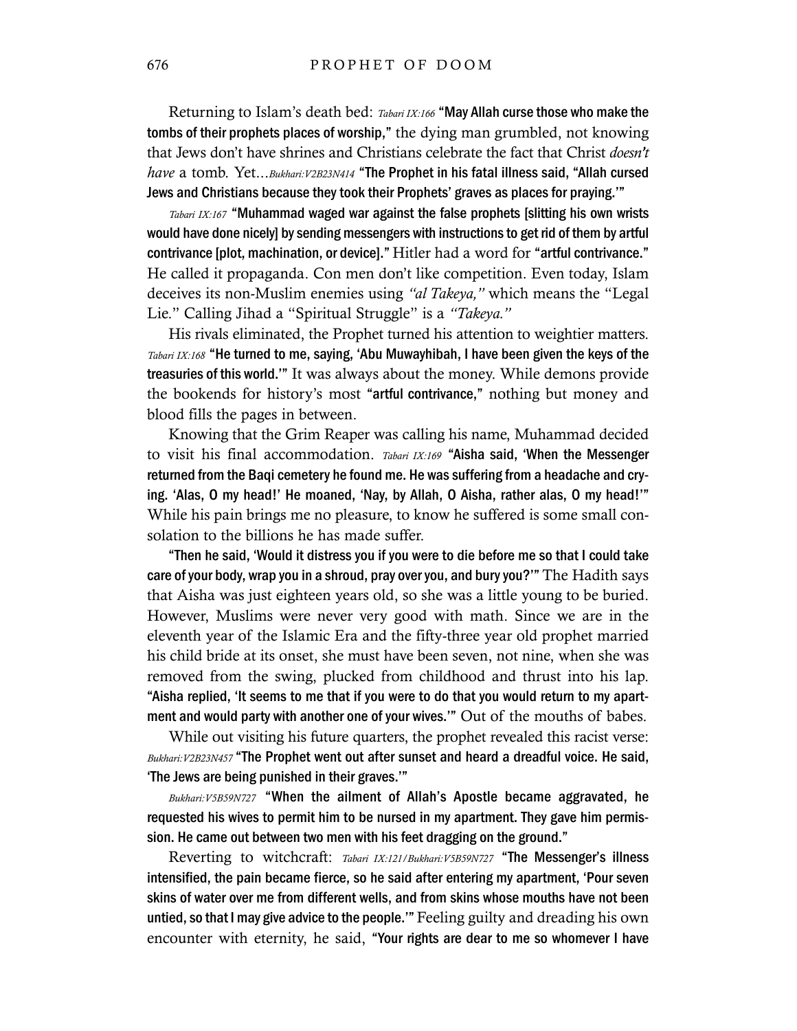Returning to Islam's death bed: *Tabari IX:166* **"May Allah curse those who make the tombs of their prophets places of worship,"** the dying man grumbled, not knowing that Jews don't have shrines and Christians celebrate the fact that Christ *doesn't have* a tomb. Yet...*Bukhari:V2B23N414* **"The Prophet in his fatal illness said, "Allah cursed Jews and Christians because they took their Prophets' graves as places for praying.'"**

*Tabari IX:167* **"Muhammad waged war against the false prophets [slitting his own wrists would have done nicely] by sending messengers with instructions to get rid of them by artful contrivance [plot, machination, or device]."** Hitler had a word for **"artful contrivance."** He called it propaganda. Con men don't like competition. Even today, Islam deceives its non-Muslim enemies using *"al Takeya,"* which means the "Legal Lie." Calling Jihad a "Spiritual Struggle" is a *"Takeya."*

His rivals eliminated, the Prophet turned his attention to weightier matters. *Tabari IX:168* **"He turned to me, saying, 'Abu Muwayhibah, I have been given the keys of the treasuries of this world.'"** It was always about the money. While demons provide the bookends for history's most **"artful contrivance,"** nothing but money and blood fills the pages in between.

Knowing that the Grim Reaper was calling his name, Muhammad decided to visit his final accommodation. *Tabari IX:169* **"Aisha said, 'When the Messenger returned from the Baqi cemetery he found me. He was suffering from a headache and crying. 'Alas, O my head!' He moaned, 'Nay, by Allah, O Aisha, rather alas, O my head!'"** While his pain brings me no pleasure, to know he suffered is some small consolation to the billions he has made suffer.

**"Then he said, 'Would it distress you if you were to die before me so that I could take care of your body, wrap you in a shroud, pray over you, and bury you?'"** The Hadith says that Aisha was just eighteen years old, so she was a little young to be buried. However, Muslims were never very good with math. Since we are in the eleventh year of the Islamic Era and the fifty-three year old prophet married his child bride at its onset, she must have been seven, not nine, when she was removed from the swing, plucked from childhood and thrust into his lap. **"Aisha replied, 'It seems to me that if you were to do that you would return to my apartment and would party with another one of your wives.'"** Out of the mouths of babes.

While out visiting his future quarters, the prophet revealed this racist verse: *Bukhari:V2B23N457* **"The Prophet went out after sunset and heard a dreadful voice. He said, 'The Jews are being punished in their graves.'"**

*Bukhari:V5B59N727* **"When the ailment of Allah's Apostle became aggravated, he requested his wives to permit him to be nursed in my apartment. They gave him permission. He came out between two men with his feet dragging on the ground."**

Reverting to witchcraft: *Tabari IX:121/Bukhari:V5B59N727* **"The Messenger's illness intensified, the pain became fierce, so he said after entering my apartment, 'Pour seven skins of water over me from different wells, and from skins whose mouths have not been untied, so that I may give advice to the people.'"** Feeling guilty and dreading his own encounter with eternity, he said, **"Your rights are dear to me so whomever I have**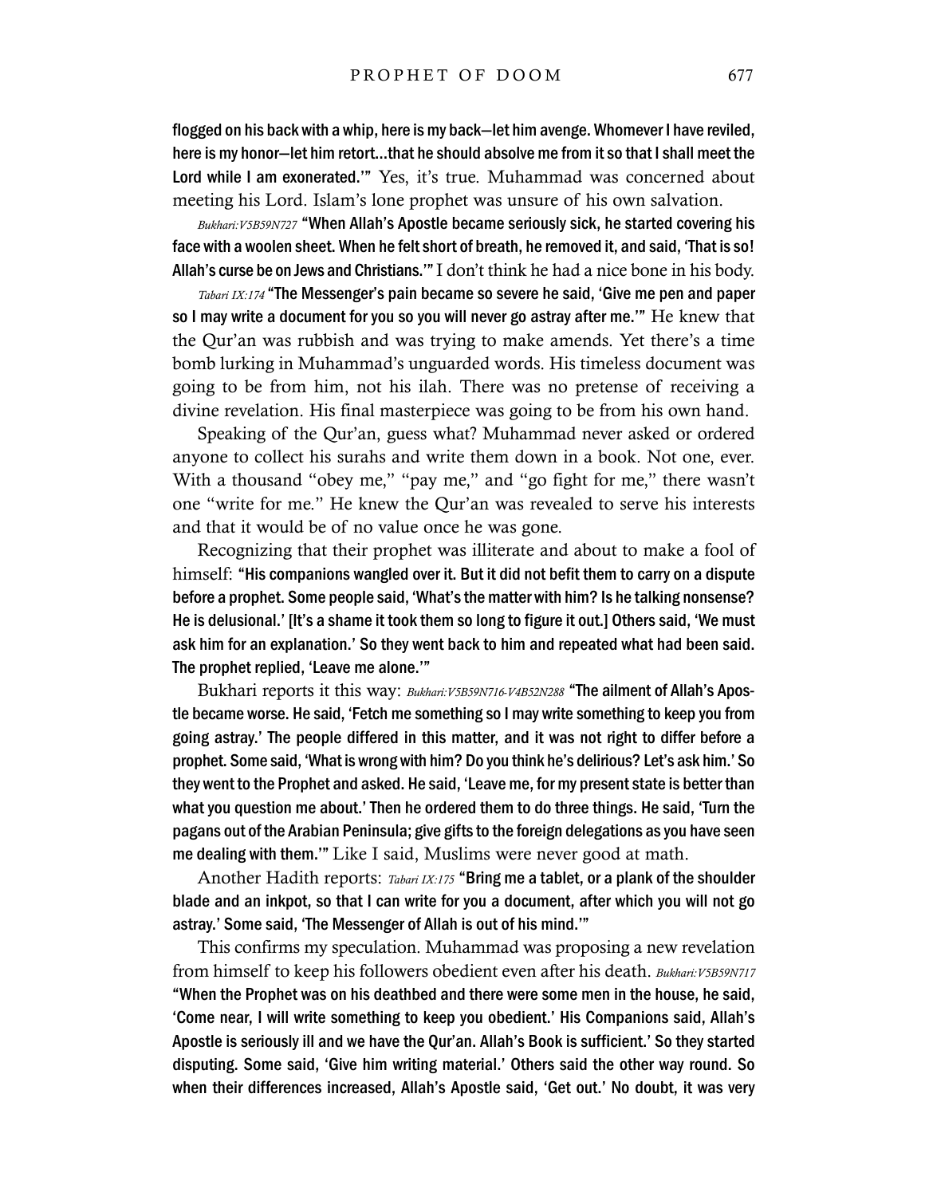**flogged on his back with a whip, here is my back—let him avenge. Whomever I have reviled, here is my honor—let him retort…that he should absolve me from it so that I shall meet the Lord while I am exonerated.'"** Yes, it's true. Muhammad was concerned about meeting his Lord. Islam's lone prophet was unsure of his own salvation.

*Bukhari:V5B59N727* **"When Allah's Apostle became seriously sick, he started covering his face with a woolen sheet. When he felt short of breath, he removed it, and said, 'That is so! Allah's curse be on Jews and Christians.'"** I don't think he had a nice bone in his body.

*Tabari IX:174* **"The Messenger's pain became so severe he said, 'Give me pen and paper so I may write a document for you so you will never go astray after me.'"** He knew that the Qur'an was rubbish and was trying to make amends. Yet there's a time bomb lurking in Muhammad's unguarded words. His timeless document was going to be from him, not his ilah. There was no pretense of receiving a divine revelation. His final masterpiece was going to be from his own hand.

Speaking of the Qur'an, guess what? Muhammad never asked or ordered anyone to collect his surahs and write them down in a book. Not one, ever. With a thousand "obey me," "pay me," and "go fight for me," there wasn't one "write for me." He knew the Qur'an was revealed to serve his interests and that it would be of no value once he was gone.

Recognizing that their prophet was illiterate and about to make a fool of himself: **"His companions wangled over it. But it did not befit them to carry on a dispute before a prophet. Some people said, 'What's the matter with him? Is he talking nonsense? He is delusional.' [It's a shame it took them so long to figure it out.] Others said, 'We must ask him for an explanation.' So they went back to him and repeated what had been said. The prophet replied, 'Leave me alone.'"**

Bukhari reports it this way: *Bukhari:V5B59N716-V4B52N288* **"The ailment of Allah's Apostle became worse. He said, 'Fetch me something so I may write something to keep you from going astray.' The people differed in this matter, and it was not right to differ before a prophet. Some said, 'What is wrong with him? Do you think he's delirious? Let's ask him.' So they went to the Prophet and asked. He said, 'Leave me, for my present state is better than what you question me about.' Then he ordered them to do three things. He said, 'Turn the pagans out of the Arabian Peninsula; give gifts to the foreign delegations as you have seen me dealing with them.'"** Like I said, Muslims were never good at math.

Another Hadith reports: *Tabari IX:175* **"Bring me a tablet, or a plank of the shoulder blade and an inkpot, so that I can write for you a document, after which you will not go astray.' Some said, 'The Messenger of Allah is out of his mind.'"**

This confirms my speculation. Muhammad was proposing a new revelation from himself to keep his followers obedient even after his death. *Bukhari:V5B59N717* **"When the Prophet was on his deathbed and there were some men in the house, he said, 'Come near, I will write something to keep you obedient.' His Companions said, Allah's Apostle is seriously ill and we have the Qur'an. Allah's Book is sufficient.' So they started disputing. Some said, 'Give him writing material.' Others said the other way round. So when their differences increased, Allah's Apostle said, 'Get out.' No doubt, it was very**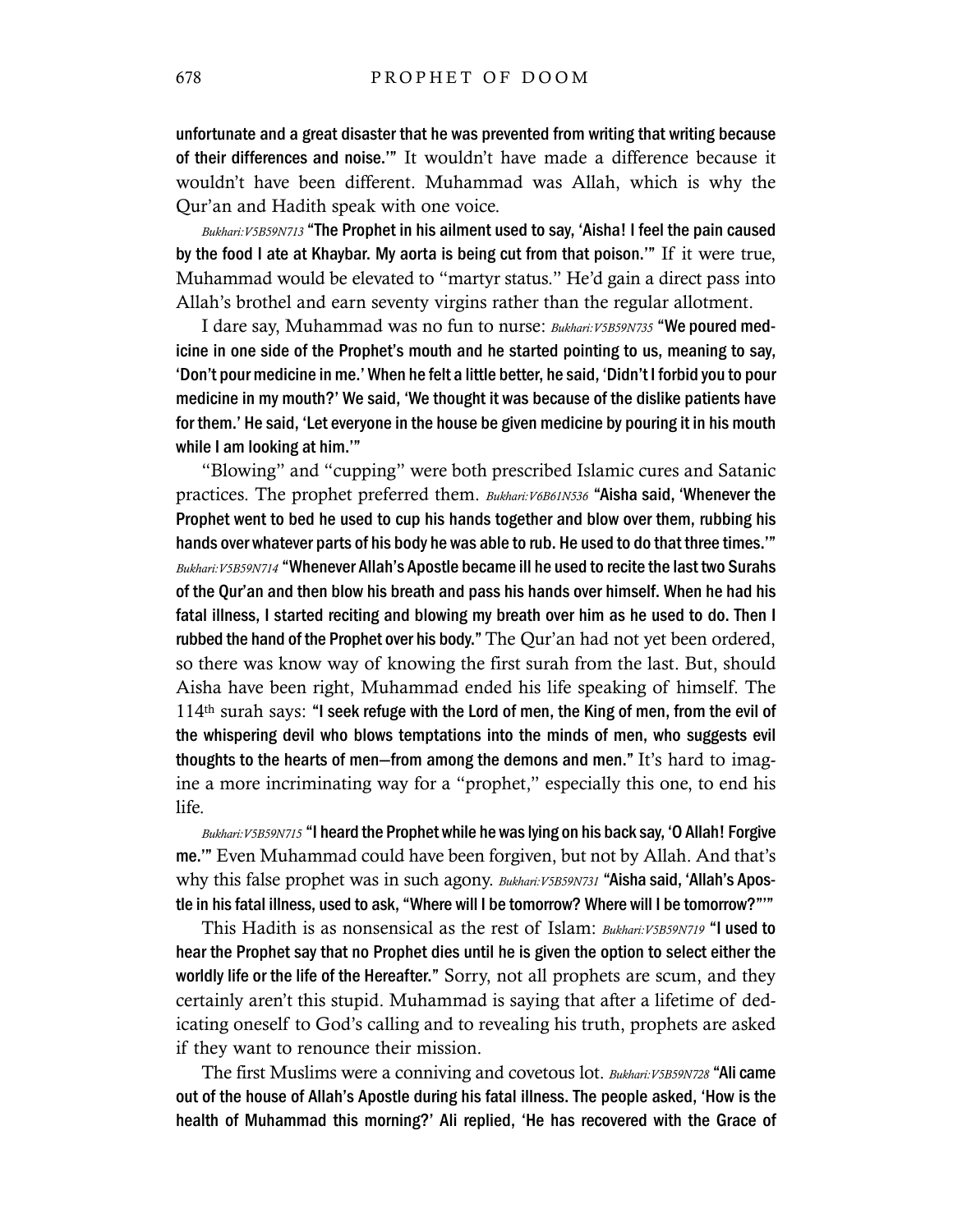unfortunate and a great disaster that he was prevented from writing that writing because of their differences and noise.'" It wouldn't have made a difference because it wouldn't have been different. Muhammad was Allah, which is why the Qur'an and Hadith speak with one voice.

*Bukhari:V5B59N713* "The Prophet in his ailment used to say, 'Aisha! I feel the pain caused by the food I ate at Khaybar. My aorta is being cut from that poison.'" If it were true, Muhammad would be elevated to "martyr status." He'd gain a direct pass into Allah's brothel and earn seventy virgins rather than the regular allotment.

I dare say, Muhammad was no fun to nurse: *Bukhari:V5B59N735* "We poured medicine in one side of the Prophet's mouth and he started pointing to us, meaning to say, 'Don't pour medicine in me.' When he felt a little better, he said, 'Didn't I forbid you to pour medicine in my mouth?' We said, 'We thought it was because of the dislike patients have for them.' He said, 'Let everyone in the house be given medicine by pouring it in his mouth while I am looking at him.'"

"Blowing" and "cupping" were both prescribed Islamic cures and Satanic practices. The prophet preferred them. *Bukhari:V6B61N536* "Aisha said, 'Whenever the Prophet went to bed he used to cup his hands together and blow over them, rubbing his hands over whatever parts of his body he was able to rub. He used to do that three times.'" *Bukhari:V5B59N714* "Whenever Allah's Apostle became ill he used to recite the last two Surahs of the Qur'an and then blow his breath and pass his hands over himself. When he had his fatal illness, I started reciting and blowing my breath over him as he used to do. Then I rubbed the hand of the Prophet over his body." The Qur'an had not yet been ordered, so there was know way of knowing the first surah from the last. But, should Aisha have been right, Muhammad ended his life speaking of himself. The 114th surah says: "I seek refuge with the Lord of men, the King of men, from the evil of the whispering devil who blows temptations into the minds of men, who suggests evil thoughts to the hearts of men—from among the demons and men." It's hard to imagine a more incriminating way for a "prophet," especially this one, to end his life.

*Bukhari:V5B59N715* "I heard the Prophet while he was lying on his back say, 'O Allah! Forgive me.'" Even Muhammad could have been forgiven, but not by Allah. And that's why this false prophet was in such agony. *Bukhari:V5B59N731* "Aisha said, 'Allah's Apostle in his fatal illness, used to ask, "Where will I be tomorrow? Where will I be tomorrow?"'"

This Hadith is as nonsensical as the rest of Islam: *Bukhari:V5B59N719* "I used to hear the Prophet say that no Prophet dies until he is given the option to select either the worldly life or the life of the Hereafter." Sorry, not all prophets are scum, and they certainly aren't this stupid. Muhammad is saying that after a lifetime of dedicating oneself to God's calling and to revealing his truth, prophets are asked if they want to renounce their mission.

The first Muslims were a conniving and covetous lot. *Bukhari:V5B59N728* "Ali came out of the house of Allah's Apostle during his fatal illness. The people asked, 'How is the health of Muhammad this morning?' Ali replied, 'He has recovered with the Grace of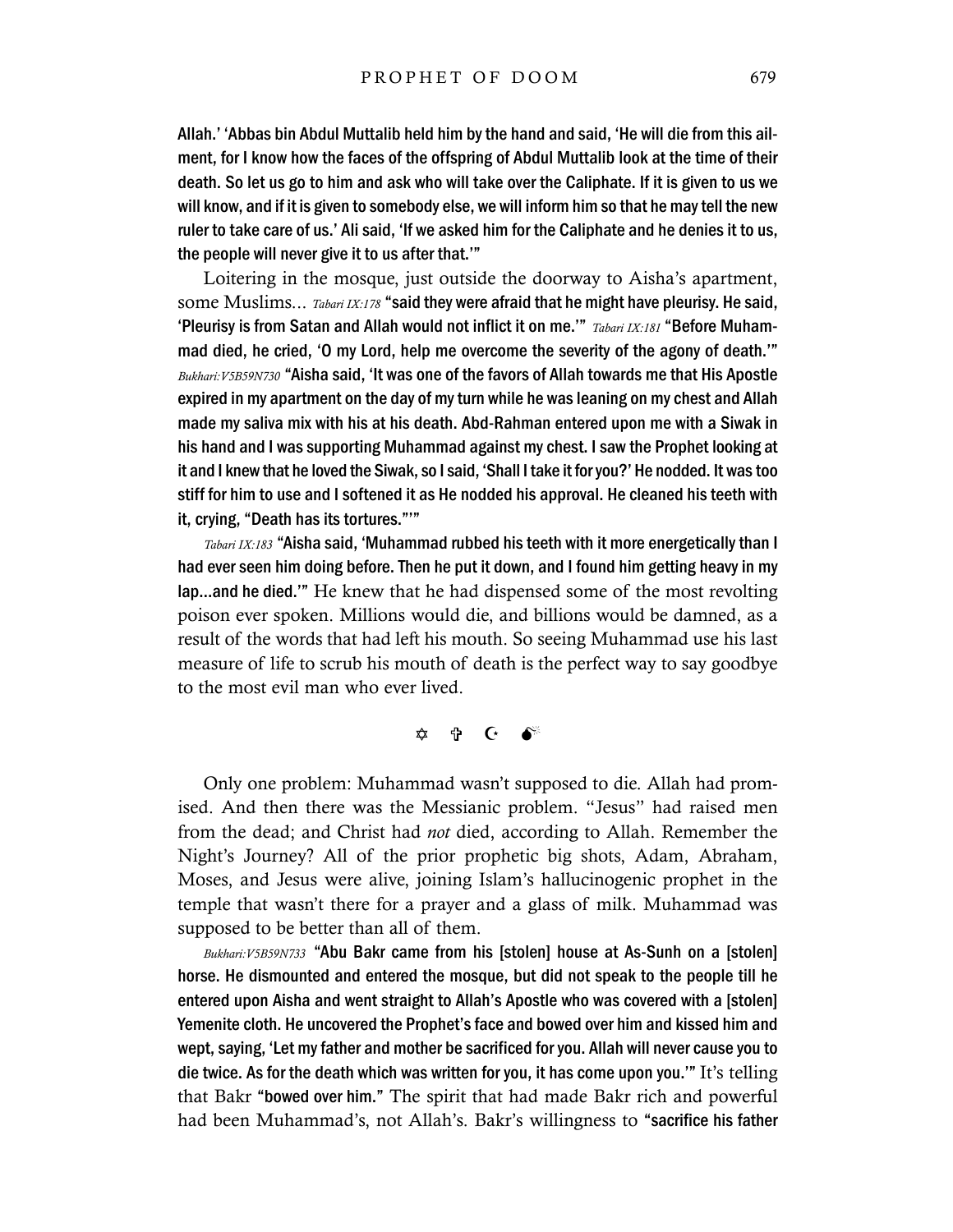**Allah.' 'Abbas bin Abdul Muttalib held him by the hand and said, 'He will die from this ailment, for I know how the faces of the offspring of Abdul Muttalib look at the time of their death. So let us go to him and ask who will take over the Caliphate. If it is given to us we will know, and if it is given to somebody else, we will inform him so that he may tell the new ruler to take care of us.' Ali said, 'If we asked him for the Caliphate and he denies it to us, the people will never give it to us after that.'"**

Loitering in the mosque, just outside the doorway to Aisha's apartment, some Muslims... *Tabari IX:178* **"said they were afraid that he might have pleurisy. He said, 'Pleurisy is from Satan and Allah would not inflict it on me.'"** *Tabari IX:181* **"Before Muhammad died, he cried, 'O my Lord, help me overcome the severity of the agony of death.'"** *Bukhari:V5B59N730* **"Aisha said, 'It was one of the favors of Allah towards me that His Apostle expired in my apartment on the day of my turn while he was leaning on my chest and Allah made my saliva mix with his at his death. Abd-Rahman entered upon me with a Siwak in his hand and I was supporting Muhammad against my chest. I saw the Prophet looking at it and I knew that he loved the Siwak, so I said, 'Shall I take it for you?' He nodded. It was too stiff for him to use and I softened it as He nodded his approval. He cleaned his teeth with it, crying, "Death has its tortures."'"**

*Tabari IX:183* **"Aisha said, 'Muhammad rubbed his teeth with it more energetically than I had ever seen him doing before. Then he put it down, and I found him getting heavy in my lap...and he died.'"** He knew that he had dispensed some of the most revolting poison ever spoken. Millions would die, and billions would be damned, as a result of the words that had left his mouth. So seeing Muhammad use his last measure of life to scrub his mouth of death is the perfect way to say goodbye to the most evil man who ever lived.

✡ ✞ ☪ 💣

Only one problem: Muhammad wasn't supposed to die. Allah had promised. And then there was the Messianic problem. "Jesus" had raised men from the dead; and Christ had *not* died, according to Allah. Remember the Night's Journey? All of the prior prophetic big shots, Adam, Abraham, Moses, and Jesus were alive, joining Islam's hallucinogenic prophet in the temple that wasn't there for a prayer and a glass of milk. Muhammad was supposed to be better than all of them.

*Bukhari:V5B59N733* **"Abu Bakr came from his [stolen] house at As-Sunh on a [stolen] horse. He dismounted and entered the mosque, but did not speak to the people till he entered upon Aisha and went straight to Allah's Apostle who was covered with a [stolen] Yemenite cloth. He uncovered the Prophet's face and bowed over him and kissed him and wept, saying, 'Let my father and mother be sacrificed for you. Allah will never cause you to die twice. As for the death which was written for you, it has come upon you.'"** It's telling that Bakr **"bowed over him."** The spirit that had made Bakr rich and powerful had been Muhammad's, not Allah's. Bakr's willingness to **"sacrifice his father**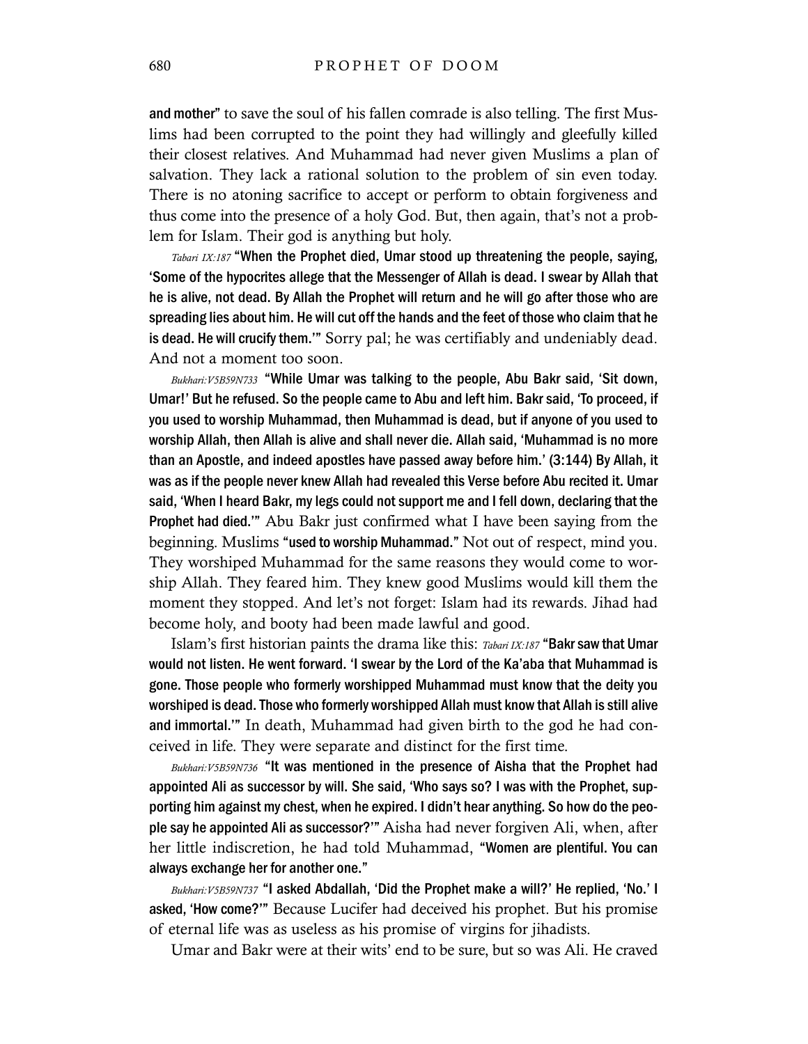and mother" to save the soul of his fallen comrade is also telling. The first Muslims had been corrupted to the point they had willingly and gleefully killed their closest relatives. And Muhammad had never given Muslims a plan of salvation. They lack a rational solution to the problem of sin even today. There is no atoning sacrifice to accept or perform to obtain forgiveness and thus come into the presence of a holy God. But, then again, that's not a problem for Islam. Their god is anything but holy.

*Tabari IX:187* **"When the Prophet died, Umar stood up threatening the people, saying, 'Some of the hypocrites allege that the Messenger of Allah is dead. I swear by Allah that he is alive, not dead. By Allah the Prophet will return and he will go after those who are spreading lies about him. He will cut off the hands and the feet of those who claim that he is dead. He will crucify them.'"** Sorry pal; he was certifiably and undeniably dead. And not a moment too soon.

*Bukhari:V5B59N733* **"While Umar was talking to the people, Abu Bakr said, 'Sit down, Umar!' But he refused. So the people came to Abu and left him. Bakr said, 'To proceed, if you used to worship Muhammad, then Muhammad is dead, but if anyone of you used to worship Allah, then Allah is alive and shall never die. Allah said, 'Muhammad is no more than an Apostle, and indeed apostles have passed away before him.' (3:144) By Allah, it was as if the people never knew Allah had revealed this Verse before Abu recited it. Umar said, 'When I heard Bakr, my legs could not support me and I fell down, declaring that the Prophet had died.'"** Abu Bakr just confirmed what I have been saying from the beginning. Muslims **"used to worship Muhammad."** Not out of respect, mind you. They worshiped Muhammad for the same reasons they would come to worship Allah. They feared him. They knew good Muslims would kill them the moment they stopped. And let's not forget: Islam had its rewards. Jihad had become holy, and booty had been made lawful and good.

Islam's first historian paints the drama like this: *Tabari IX:187* **"Bakr saw that Umar would not listen. He went forward. 'I swear by the Lord of the Ka'aba that Muhammad is gone. Those people who formerly worshipped Muhammad must know that the deity you worshiped is dead. Those who formerly worshipped Allah must know that Allah is still alive and immortal.'"** In death, Muhammad had given birth to the god he had conceived in life. They were separate and distinct for the first time.

*Bukhari:V5B59N736* **"It was mentioned in the presence of Aisha that the Prophet had appointed Ali as successor by will. She said, 'Who says so? I was with the Prophet, supporting him against my chest, when he expired. I didn't hear anything. So how do the people say he appointed Ali as successor?'"** Aisha had never forgiven Ali, when, after her little indiscretion, he had told Muhammad, **"Women are plentiful. You can always exchange her for another one."**

*Bukhari:V5B59N737* **"I asked Abdallah, 'Did the Prophet make a will?' He replied, 'No.' I asked, 'How come?'"** Because Lucifer had deceived his prophet. But his promise of eternal life was as useless as his promise of virgins for jihadists.

Umar and Bakr were at their wits' end to be sure, but so was Ali. He craved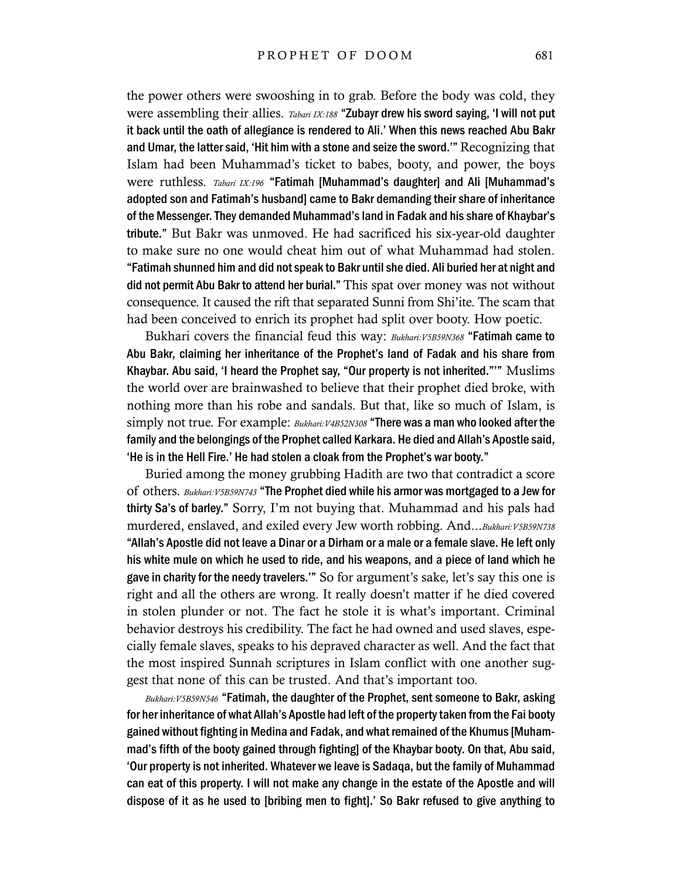the power others were swooshing in to grab. Before the body was cold, they were assembling their allies. *Tabari IX:188* **"Zubayr drew his sword saying, 'I will not put it back until the oath of allegiance is rendered to Ali.' When this news reached Abu Bakr and Umar, the latter said, 'Hit him with a stone and seize the sword.'"** Recognizing that Islam had been Muhammad's ticket to babes, booty, and power, the boys were ruthless. *Tabari IX:196* **"Fatimah [Muhammad's daughter] and Ali [Muhammad's adopted son and Fatimah's husband] came to Bakr demanding their share of inheritance of the Messenger. They demanded Muhammad's land in Fadak and his share of Khaybar's tribute."** But Bakr was unmoved. He had sacrificed his six-year-old daughter to make sure no one would cheat him out of what Muhammad had stolen. **"Fatimah shunned him and did not speak to Bakr until she died. Ali buried her at night and did not permit Abu Bakr to attend her burial."** This spat over money was not without consequence. It caused the rift that separated Sunni from Shi'ite. The scam that had been conceived to enrich its prophet had split over booty. How poetic.

Bukhari covers the financial feud this way: *Bukhari:V5B59N368* **"Fatimah came to Abu Bakr, claiming her inheritance of the Prophet's land of Fadak and his share from Khaybar. Abu said, 'I heard the Prophet say, "Our property is not inherited."'"** Muslims the world over are brainwashed to believe that their prophet died broke, with nothing more than his robe and sandals. But that, like so much of Islam, is simply not true. For example: *Bukhari:V4B52N308* **"There was a man who looked after the family and the belongings of the Prophet called Karkara. He died and Allah's Apostle said, 'He is in the Hell Fire.' He had stolen a cloak from the Prophet's war booty."**

Buried among the money grubbing Hadith are two that contradict a score of others. *Bukhari:V5B59N743* **"The Prophet died while his armor was mortgaged to a Jew for thirty Sa's of barley."** Sorry, I'm not buying that. Muhammad and his pals had murdered, enslaved, and exiled every Jew worth robbing. And…*Bukhari:V5B59N738* **"Allah's Apostle did not leave a Dinar or a Dirham or a male or a female slave. He left only his white mule on which he used to ride, and his weapons, and a piece of land which he gave in charity for the needy travelers.'"** So for argument's sake, let's say this one is right and all the others are wrong. It really doesn't matter if he died covered in stolen plunder or not. The fact he stole it is what's important. Criminal behavior destroys his credibility. The fact he had owned and used slaves, especially female slaves, speaks to his depraved character as well. And the fact that the most inspired Sunnah scriptures in Islam conflict with one another suggest that none of this can be trusted. And that's important too.

*Bukhari:V5B59N546* **"Fatimah, the daughter of the Prophet, sent someone to Bakr, asking for her inheritance of what Allah's Apostle had left of the property taken from the Fai booty gained without fighting in Medina and Fadak, and what remained of the Khumus [Muhammad's fifth of the booty gained through fighting] of the Khaybar booty. On that, Abu said, 'Our property is not inherited. Whatever we leave is Sadaqa, but the family of Muhammad can eat of this property. I will not make any change in the estate of the Apostle and will dispose of it as he used to [bribing men to fight].' So Bakr refused to give anything to**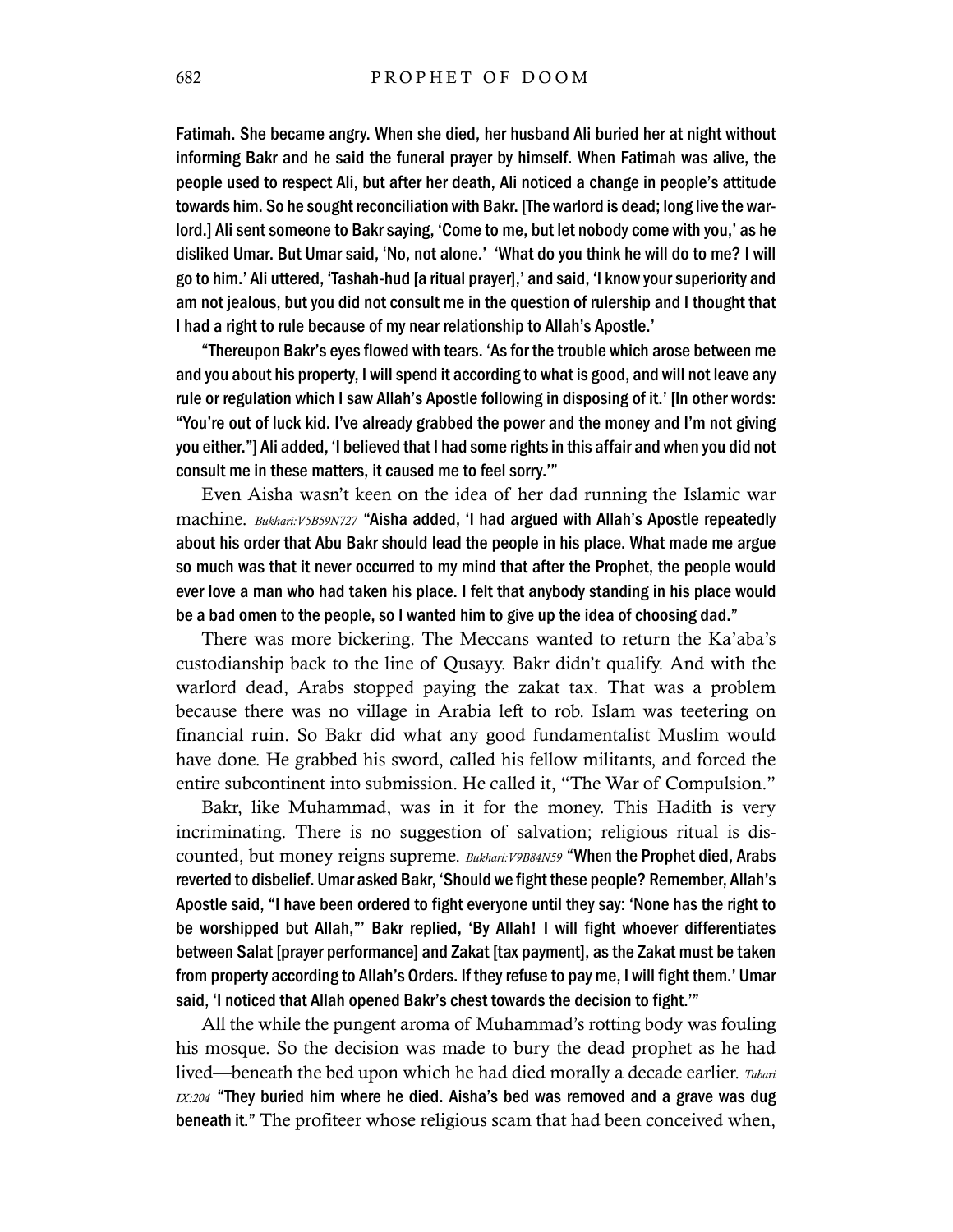Fatimah. She became angry. When she died, her husband Ali buried her at night without informing Bakr and he said the funeral prayer by himself. When Fatimah was alive, the people used to respect Ali, but after her death, Ali noticed a change in people's attitude towards him. So he sought reconciliation with Bakr. [The warlord is dead; long live the warlord.] Ali sent someone to Bakr saying, 'Come to me, but let nobody come with you,' as he disliked Umar. But Umar said, 'No, not alone.' 'What do you think he will do to me? I will go to him.' Ali uttered, 'Tashah-hud [a ritual prayer],' and said, 'I know your superiority and am not jealous, but you did not consult me in the question of rulership and I thought that I had a right to rule because of my near relationship to Allah's Apostle.'

"Thereupon Bakr's eyes flowed with tears. 'As for the trouble which arose between me and you about his property, I will spend it according to what is good, and will not leave any rule or regulation which I saw Allah's Apostle following in disposing of it.' [In other words: "You're out of luck kid. I've already grabbed the power and the money and I'm not giving you either."] Ali added, 'I believed that I had some rights in this affair and when you did not consult me in these matters, it caused me to feel sorry.'"

Even Aisha wasn't keen on the idea of her dad running the Islamic war machine. *Bukhari:V5B59N727* "Aisha added, 'I had argued with Allah's Apostle repeatedly about his order that Abu Bakr should lead the people in his place. What made me argue so much was that it never occurred to my mind that after the Prophet, the people would ever love a man who had taken his place. I felt that anybody standing in his place would be a bad omen to the people, so I wanted him to give up the idea of choosing dad."

There was more bickering. The Meccans wanted to return the Ka'aba's custodianship back to the line of Qusayy. Bakr didn't qualify. And with the warlord dead, Arabs stopped paying the zakat tax. That was a problem because there was no village in Arabia left to rob. Islam was teetering on financial ruin. So Bakr did what any good fundamentalist Muslim would have done. He grabbed his sword, called his fellow militants, and forced the entire subcontinent into submission. He called it, "The War of Compulsion."

Bakr, like Muhammad, was in it for the money. This Hadith is very incriminating. There is no suggestion of salvation; religious ritual is discounted, but money reigns supreme. *Bukhari:V9B84N59* "When the Prophet died, Arabs reverted to disbelief. Umar asked Bakr, 'Should we fight these people? Remember, Allah's Apostle said, "I have been ordered to fight everyone until they say: 'None has the right to be worshipped but Allah,"' Bakr replied, 'By Allah! I will fight whoever differentiates between Salat [prayer performance] and Zakat [tax payment], as the Zakat must be taken from property according to Allah's Orders. If they refuse to pay me, I will fight them.' Umar said, 'I noticed that Allah opened Bakr's chest towards the decision to fight.'"

All the while the pungent aroma of Muhammad's rotting body was fouling his mosque. So the decision was made to bury the dead prophet as he had lived—beneath the bed upon which he had died morally a decade earlier. *Tabari IX:204* "They buried him where he died. Aisha's bed was removed and a grave was dug beneath it." The profiteer whose religious scam that had been conceived when,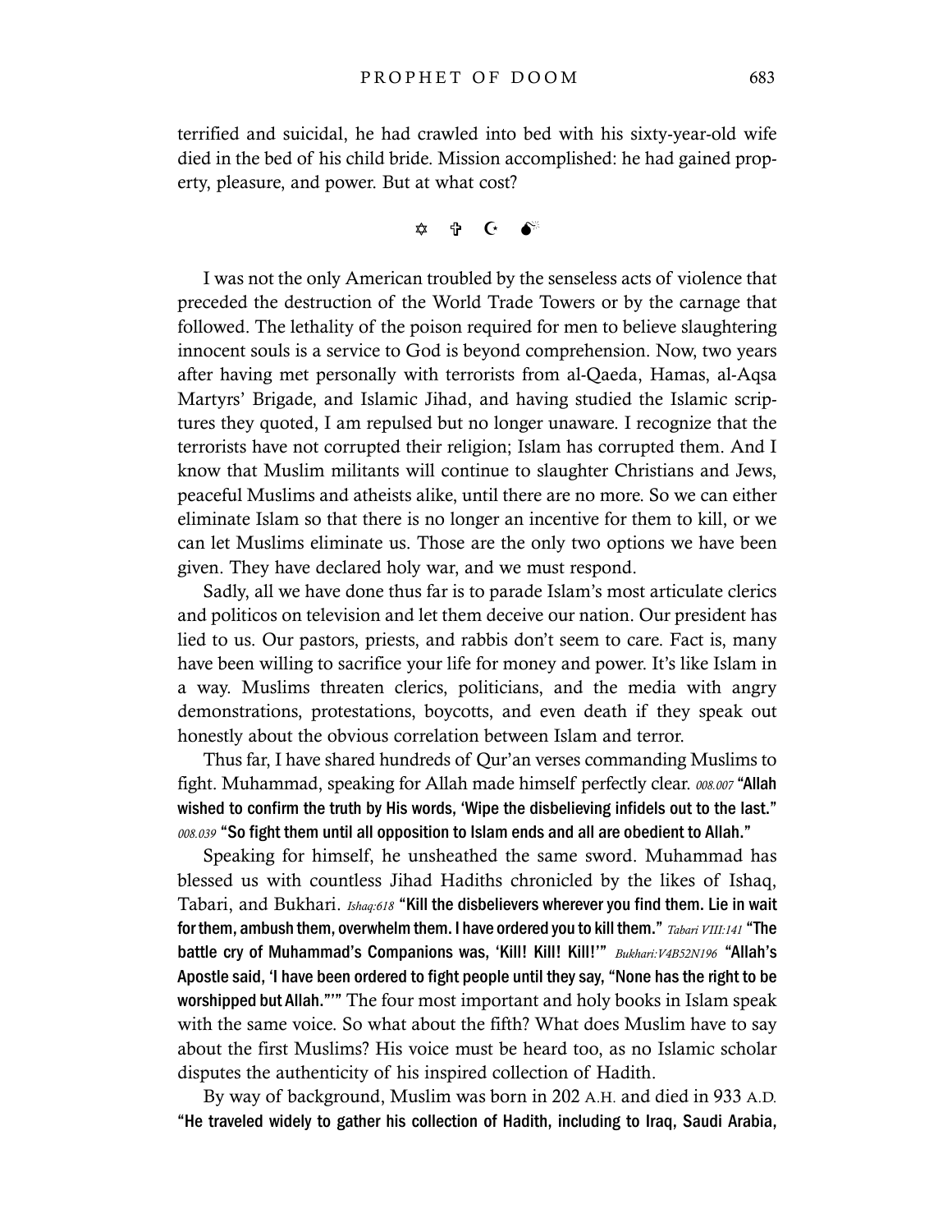terrified and suicidal, he had crawled into bed with his sixty-year-old wife died in the bed of his child bride. Mission accomplished: he had gained property, pleasure, and power. But at what cost?

✡ ✞ ☪ 💣

I was not the only American troubled by the senseless acts of violence that preceded the destruction of the World Trade Towers or by the carnage that followed. The lethality of the poison required for men to believe slaughtering innocent souls is a service to God is beyond comprehension. Now, two years after having met personally with terrorists from al-Qaeda, Hamas, al-Aqsa Martyrs' Brigade, and Islamic Jihad, and having studied the Islamic scriptures they quoted, I am repulsed but no longer unaware. I recognize that the terrorists have not corrupted their religion; Islam has corrupted them. And I know that Muslim militants will continue to slaughter Christians and Jews, peaceful Muslims and atheists alike, until there are no more. So we can either eliminate Islam so that there is no longer an incentive for them to kill, or we can let Muslims eliminate us. Those are the only two options we have been given. They have declared holy war, and we must respond.

Sadly, all we have done thus far is to parade Islam's most articulate clerics and politicos on television and let them deceive our nation. Our president has lied to us. Our pastors, priests, and rabbis don't seem to care. Fact is, many have been willing to sacrifice your life for money and power. It's like Islam in a way. Muslims threaten clerics, politicians, and the media with angry demonstrations, protestations, boycotts, and even death if they speak out honestly about the obvious correlation between Islam and terror.

Thus far, I have shared hundreds of Qur'an verses commanding Muslims to fight. Muhammad, speaking for Allah made himself perfectly clear. *008.007* **"Allah wished to confirm the truth by His words, 'Wipe the disbelieving infidels out to the last."** *008.039* **"So fight them until all opposition to Islam ends and all are obedient to Allah."**

Speaking for himself, he unsheathed the same sword. Muhammad has blessed us with countless Jihad Hadiths chronicled by the likes of Ishaq, Tabari, and Bukhari. *Ishaq:618* **"Kill the disbelievers wherever you find them. Lie in wait for them, ambush them, overwhelm them. I have ordered you to kill them."** *Tabari VIII:141* **"The battle cry of Muhammad's Companions was, 'Kill! Kill! Kill!'"** *Bukhari:V4B52N196* **"Allah's Apostle said, 'I have been ordered to fight people until they say, "None has the right to be worshipped but Allah."'"** The four most important and holy books in Islam speak with the same voice. So what about the fifth? What does Muslim have to say about the first Muslims? His voice must be heard too, as no Islamic scholar disputes the authenticity of his inspired collection of Hadith.

By way of background, Muslim was born in 202 A.H. and died in 933 A.D. **"He traveled widely to gather his collection of Hadith, including to Iraq, Saudi Arabia,**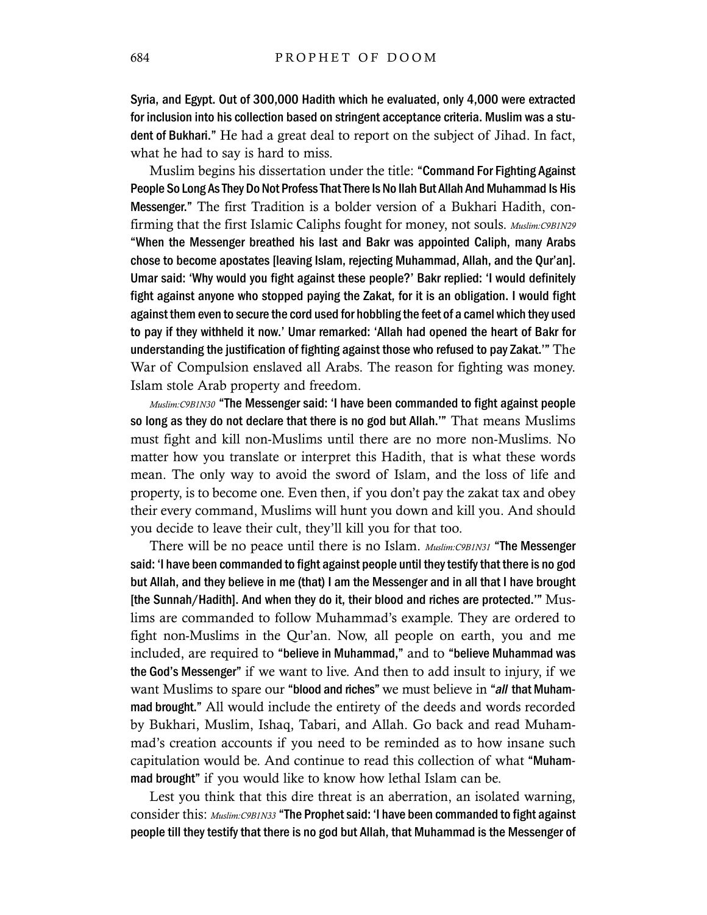Syria, and Egypt. Out of 300,000 Hadith which he evaluated, only 4,000 were extracted for inclusion into his collection based on stringent acceptance criteria. Muslim was a student of Bukhari." He had a great deal to report on the subject of Jihad. In fact, what he had to say is hard to miss.

Muslim begins his dissertation under the title: "Command For Fighting Against People So Long As They Do Not Profess That There Is No Ilah But Allah And Muhammad Is His Messenger." The first Tradition is a bolder version of a Bukhari Hadith, confirming that the first Islamic Caliphs fought for money, not souls. *Muslim:C9B1N29* "When the Messenger breathed his last and Bakr was appointed Caliph, many Arabs chose to become apostates [leaving Islam, rejecting Muhammad, Allah, and the Qur'an]. Umar said: 'Why would you fight against these people?' Bakr replied: 'I would definitely fight against anyone who stopped paying the Zakat, for it is an obligation. I would fight against them even to secure the cord used for hobbling the feet of a camel which they used to pay if they withheld it now.' Umar remarked: 'Allah had opened the heart of Bakr for understanding the justification of fighting against those who refused to pay Zakat.'" The War of Compulsion enslaved all Arabs. The reason for fighting was money. Islam stole Arab property and freedom.

*Muslim:C9B1N30* "The Messenger said: 'I have been commanded to fight against people so long as they do not declare that there is no god but Allah.'" That means Muslims must fight and kill non-Muslims until there are no more non-Muslims. No matter how you translate or interpret this Hadith, that is what these words mean. The only way to avoid the sword of Islam, and the loss of life and property, is to become one. Even then, if you don't pay the zakat tax and obey their every command, Muslims will hunt you down and kill you. And should you decide to leave their cult, they'll kill you for that too.

There will be no peace until there is no Islam. *Muslim:C9B1N31* "The Messenger said: 'I have been commanded to fight against people until they testify that there is no god but Allah, and they believe in me (that) I am the Messenger and in all that I have brought [the Sunnah/Hadith]. And when they do it, their blood and riches are protected.'" Muslims are commanded to follow Muhammad's example. They are ordered to fight non-Muslims in the Qur'an. Now, all people on earth, you and me included, are required to "believe in Muhammad," and to "believe Muhammad was the God's Messenger" if we want to live. And then to add insult to injury, if we want Muslims to spare our "blood and riches" we must believe in "*all* that Muhammad brought." All would include the entirety of the deeds and words recorded by Bukhari, Muslim, Ishaq, Tabari, and Allah. Go back and read Muhammad's creation accounts if you need to be reminded as to how insane such capitulation would be. And continue to read this collection of what "Muhammad brought" if you would like to know how lethal Islam can be.

Lest you think that this dire threat is an aberration, an isolated warning, consider this: *Muslim:C9B1N33* "The Prophet said: 'I have been commanded to fight against people till they testify that there is no god but Allah, that Muhammad is the Messenger of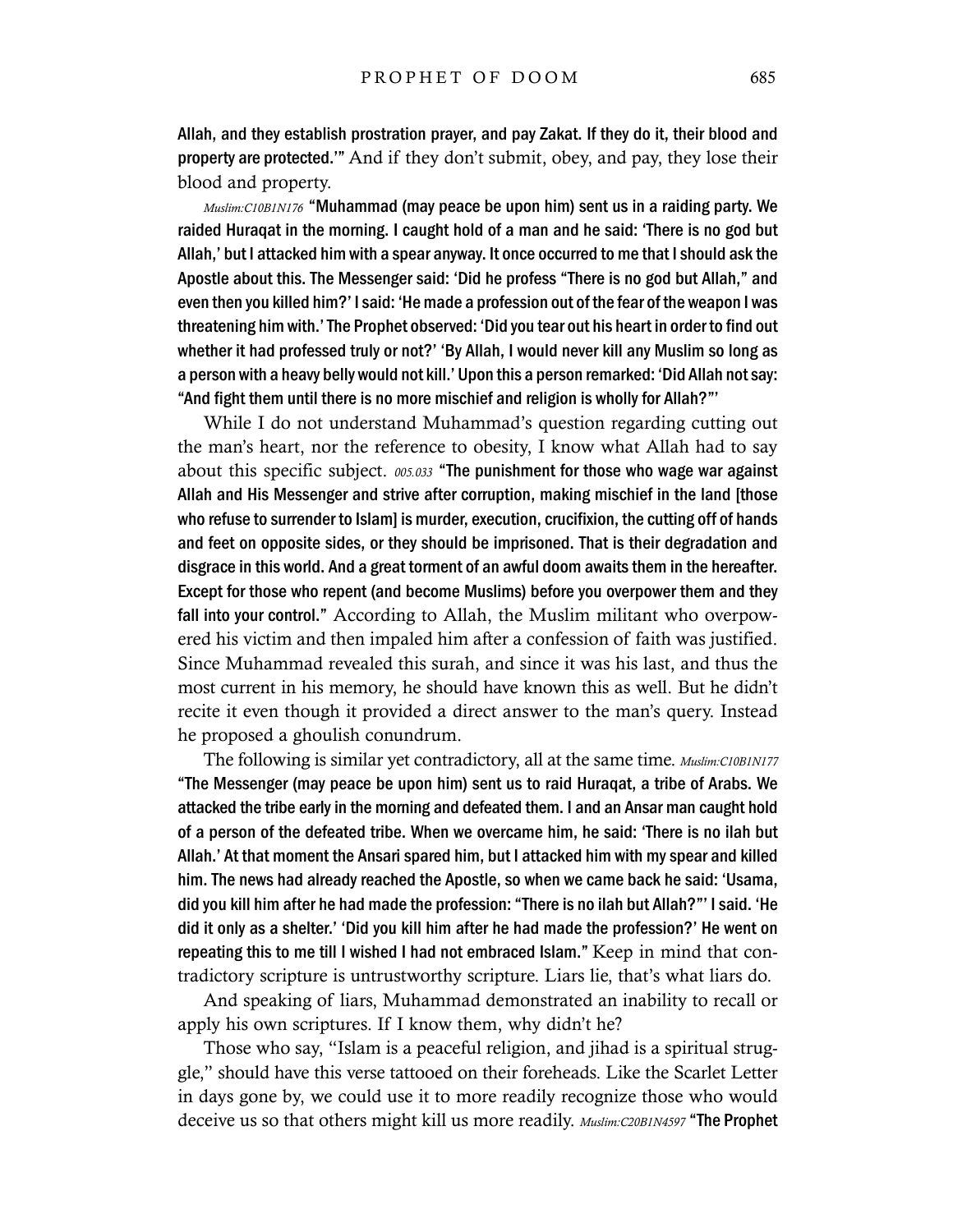Allah, and they establish prostration prayer, and pay Zakat. If they do it, their blood and property are protected.'" And if they don't submit, obey, and pay, they lose their blood and property.

*Muslim:C10B1N176* "Muhammad (may peace be upon him) sent us in a raiding party. We raided Huraqat in the morning. I caught hold of a man and he said: 'There is no god but Allah,' but I attacked him with a spear anyway. It once occurred to me that I should ask the Apostle about this. The Messenger said: 'Did he profess "There is no god but Allah," and even then you killed him?' I said: 'He made a profession out of the fear of the weapon I was threatening him with.' The Prophet observed: 'Did you tear out his heart in order to find out whether it had professed truly or not?' 'By Allah, I would never kill any Muslim so long as a person with a heavy belly would not kill.' Upon this a person remarked: 'Did Allah not say: "And fight them until there is no more mischief and religion is wholly for Allah?"'

While I do not understand Muhammad's question regarding cutting out the man's heart, nor the reference to obesity, I know what Allah had to say about this specific subject. *005.033* "The punishment for those who wage war against Allah and His Messenger and strive after corruption, making mischief in the land [those who refuse to surrender to Islam] is murder, execution, crucifixion, the cutting off of hands and feet on opposite sides, or they should be imprisoned. That is their degradation and disgrace in this world. And a great torment of an awful doom awaits them in the hereafter. Except for those who repent (and become Muslims) before you overpower them and they fall into your control." According to Allah, the Muslim militant who overpowered his victim and then impaled him after a confession of faith was justified. Since Muhammad revealed this surah, and since it was his last, and thus the most current in his memory, he should have known this as well. But he didn't recite it even though it provided a direct answer to the man's query. Instead he proposed a ghoulish conundrum.

The following is similar yet contradictory, all at the same time. *Muslim:C10B1N177* "The Messenger (may peace be upon him) sent us to raid Huraqat, a tribe of Arabs. We attacked the tribe early in the morning and defeated them. I and an Ansar man caught hold of a person of the defeated tribe. When we overcame him, he said: 'There is no ilah but Allah.' At that moment the Ansari spared him, but I attacked him with my spear and killed him. The news had already reached the Apostle, so when we came back he said: 'Usama, did you kill him after he had made the profession: "There is no ilah but Allah?"' I said. 'He did it only as a shelter.' 'Did you kill him after he had made the profession?' He went on repeating this to me till I wished I had not embraced Islam." Keep in mind that contradictory scripture is untrustworthy scripture. Liars lie, that's what liars do.

And speaking of liars, Muhammad demonstrated an inability to recall or apply his own scriptures. If I know them, why didn't he?

Those who say, "Islam is a peaceful religion, and jihad is a spiritual struggle," should have this verse tattooed on their foreheads. Like the Scarlet Letter in days gone by, we could use it to more readily recognize those who would deceive us so that others might kill us more readily. *Muslim:C20B1N4597* "The Prophet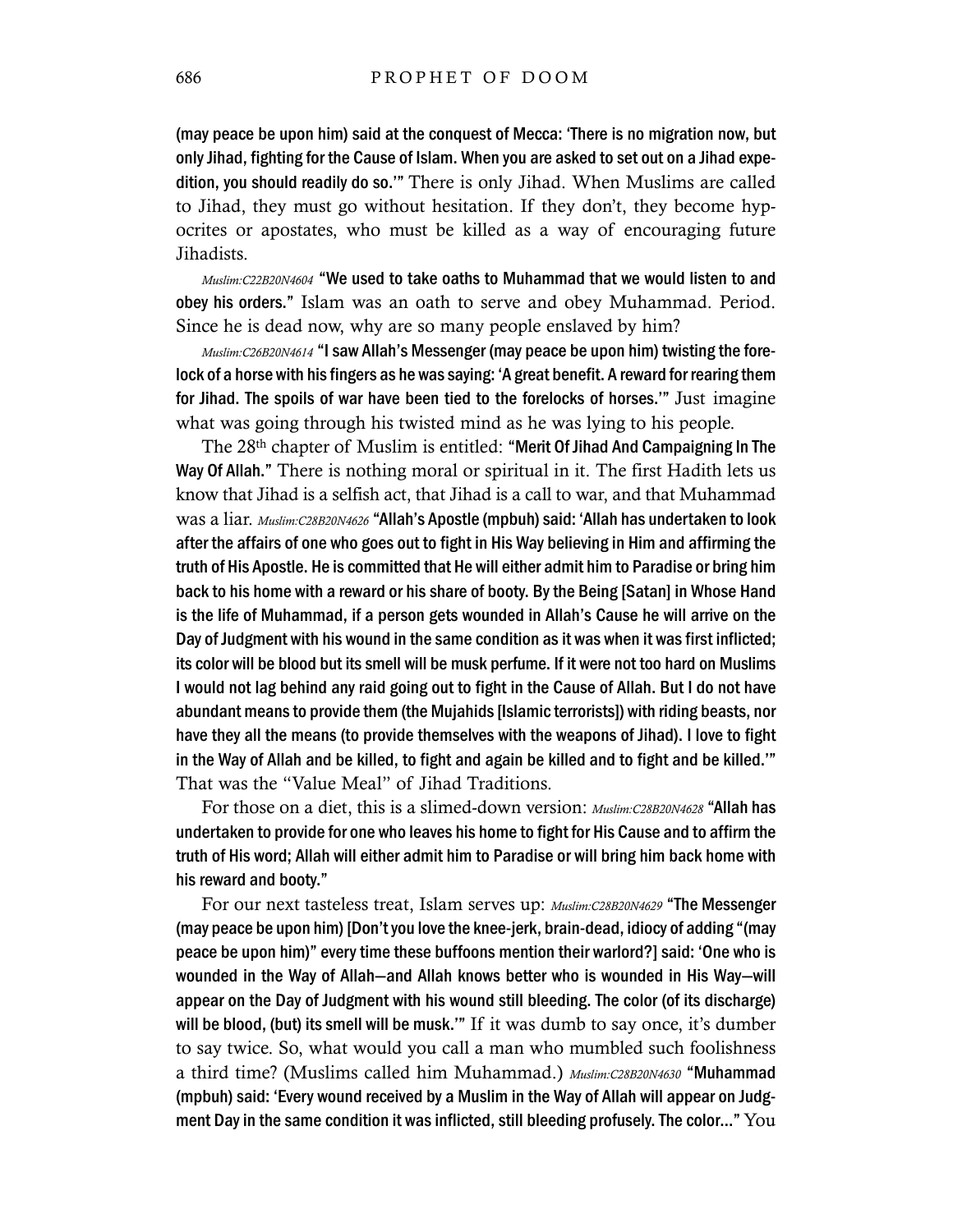(may peace be upon him) said at the conquest of Mecca: 'There is no migration now, but only Jihad, fighting for the Cause of Islam. When you are asked to set out on a Jihad expedition, you should readily do so.'" There is only Jihad. When Muslims are called to Jihad, they must go without hesitation. If they don't, they become hypocrites or apostates, who must be killed as a way of encouraging future Jihadists.

*Muslim:C22B20N4604* **"We used to take oaths to Muhammad that we would listen to and obey his orders."** Islam was an oath to serve and obey Muhammad. Period. Since he is dead now, why are so many people enslaved by him?

*Muslim:C26B20N4614* **"I saw Allah's Messenger (may peace be upon him) twisting the forelock of a horse with his fingers as he was saying: 'A great benefit. A reward for rearing them for Jihad. The spoils of war have been tied to the forelocks of horses.'"** Just imagine what was going through his twisted mind as he was lying to his people.

The 28th chapter of Muslim is entitled: **"Merit Of Jihad And Campaigning In The Way Of Allah."** There is nothing moral or spiritual in it. The first Hadith lets us know that Jihad is a selfish act, that Jihad is a call to war, and that Muhammad was a liar. *Muslim:C28B20N4626* **"Allah's Apostle (mpbuh) said: 'Allah has undertaken to look after the affairs of one who goes out to fight in His Way believing in Him and affirming the truth of His Apostle. He is committed that He will either admit him to Paradise or bring him back to his home with a reward or his share of booty. By the Being [Satan] in Whose Hand is the life of Muhammad, if a person gets wounded in Allah's Cause he will arrive on the Day of Judgment with his wound in the same condition as it was when it was first inflicted; its color will be blood but its smell will be musk perfume. If it were not too hard on Muslims I would not lag behind any raid going out to fight in the Cause of Allah. But I do not have abundant means to provide them (the Mujahids [Islamic terrorists]) with riding beasts, nor have they all the means (to provide themselves with the weapons of Jihad). I love to fight in the Way of Allah and be killed, to fight and again be killed and to fight and be killed.'"** That was the "Value Meal" of Jihad Traditions.

For those on a diet, this is a slimed-down version: *Muslim:C28B20N4628* **"Allah has undertaken to provide for one who leaves his home to fight for His Cause and to affirm the truth of His word; Allah will either admit him to Paradise or will bring him back home with his reward and booty."**

For our next tasteless treat, Islam serves up: *Muslim:C28B20N4629* **"The Messenger (may peace be upon him) [Don't you love the knee-jerk, brain-dead, idiocy of adding "(may peace be upon him)" every time these buffoons mention their warlord?] said: 'One who is wounded in the Way of Allah—and Allah knows better who is wounded in His Way—will appear on the Day of Judgment with his wound still bleeding. The color (of its discharge) will be blood, (but) its smell will be musk.'"** If it was dumb to say once, it's dumber to say twice. So, what would you call a man who mumbled such foolishness a third time? (Muslims called him Muhammad.) *Muslim:C28B20N4630* **"Muhammad (mpbuh) said: 'Every wound received by a Muslim in the Way of Allah will appear on Judgment Day in the same condition it was inflicted, still bleeding profusely. The color..."** You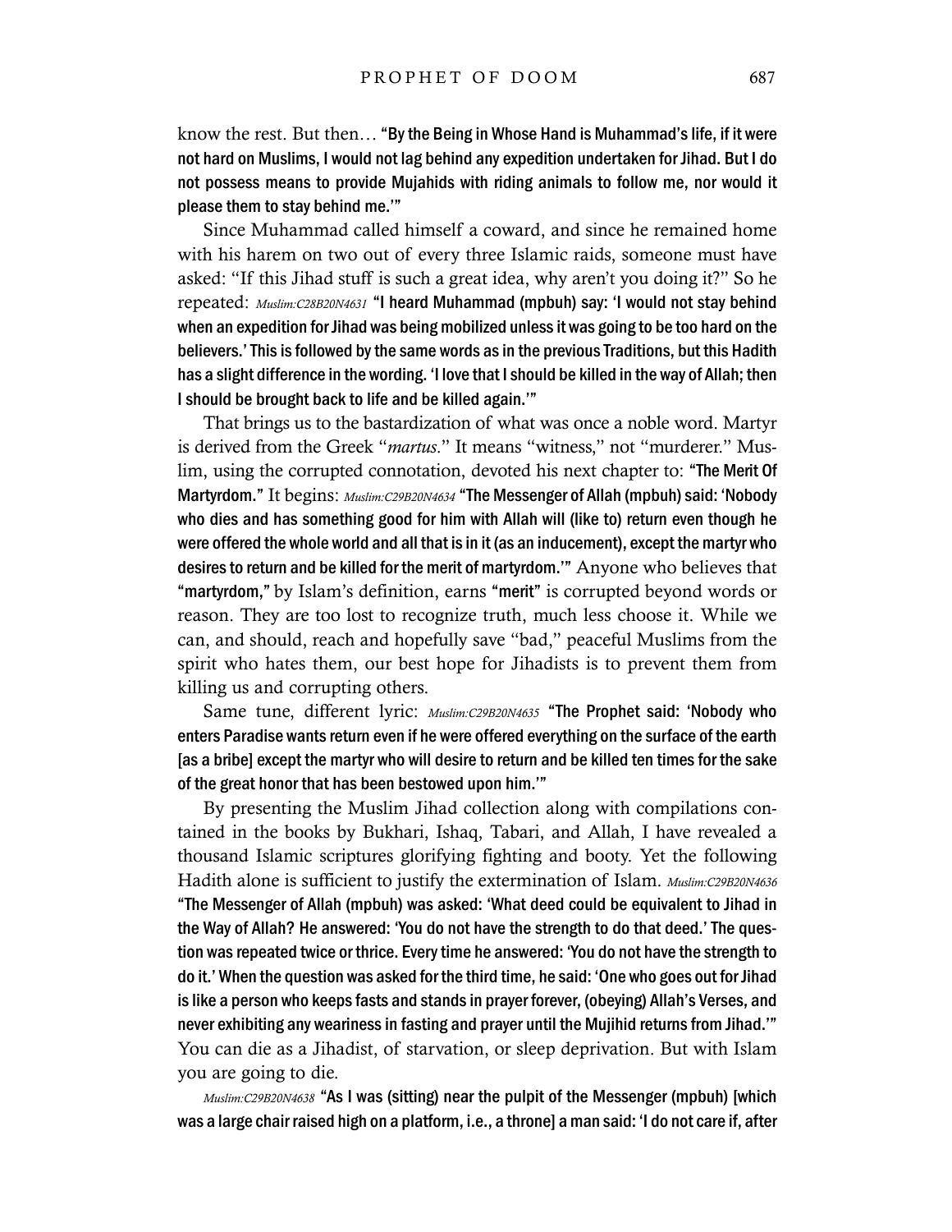know the rest. But then… **"By the Being in Whose Hand is Muhammad's life, if it were not hard on Muslims, I would not lag behind any expedition undertaken for Jihad. But I do not possess means to provide Mujahids with riding animals to follow me, nor would it please them to stay behind me.'"**

Since Muhammad called himself a coward, and since he remained home with his harem on two out of every three Islamic raids, someone must have asked: "If this Jihad stuff is such a great idea, why aren't you doing it?" So he repeated: *Muslim:C28B20N4631* **"I heard Muhammad (mpbuh) say: 'I would not stay behind when an expedition for Jihad was being mobilized unless it was going to be too hard on the believers.' This is followed by the same words as in the previous Traditions, but this Hadith has a slight difference in the wording. 'I love that I should be killed in the way of Allah; then I should be brought back to life and be killed again.'"**

That brings us to the bastardization of what was once a noble word. Martyr is derived from the Greek "*martus*." It means "witness," not "murderer." Muslim, using the corrupted connotation, devoted his next chapter to: **"The Merit Of Martyrdom."** It begins: *Muslim:C29B20N4634* **"The Messenger of Allah (mpbuh) said: 'Nobody who dies and has something good for him with Allah will (like to) return even though he were offered the whole world and all that is in it (as an inducement), except the martyr who desires to return and be killed for the merit of martyrdom.'"** Anyone who believes that **"martyrdom,"** by Islam's definition, earns **"merit"** is corrupted beyond words or reason. They are too lost to recognize truth, much less choose it. While we can, and should, reach and hopefully save "bad," peaceful Muslims from the spirit who hates them, our best hope for Jihadists is to prevent them from killing us and corrupting others.

Same tune, different lyric: *Muslim:C29B20N4635* **"The Prophet said: 'Nobody who enters Paradise wants return even if he were offered everything on the surface of the earth [as a bribe] except the martyr who will desire to return and be killed ten times for the sake of the great honor that has been bestowed upon him.'"**

By presenting the Muslim Jihad collection along with compilations contained in the books by Bukhari, Ishaq, Tabari, and Allah, I have revealed a thousand Islamic scriptures glorifying fighting and booty. Yet the following Hadith alone is sufficient to justify the extermination of Islam. *Muslim:C29B20N4636* **"The Messenger of Allah (mpbuh) was asked: 'What deed could be equivalent to Jihad in the Way of Allah? He answered: 'You do not have the strength to do that deed.' The question was repeated twice or thrice. Every time he answered: 'You do not have the strength to do it.' When the question was asked for the third time, he said: 'One who goes out for Jihad is like a person who keeps fasts and stands in prayer forever, (obeying) Allah's Verses, and never exhibiting any weariness in fasting and prayer until the Mujihid returns from Jihad.'"** You can die as a Jihadist, of starvation, or sleep deprivation. But with Islam you are going to die.

*Muslim:C29B20N4638* **"As I was (sitting) near the pulpit of the Messenger (mpbuh) [which was a large chair raised high on a platform, i.e., a throne] a man said: 'I do not care if, after**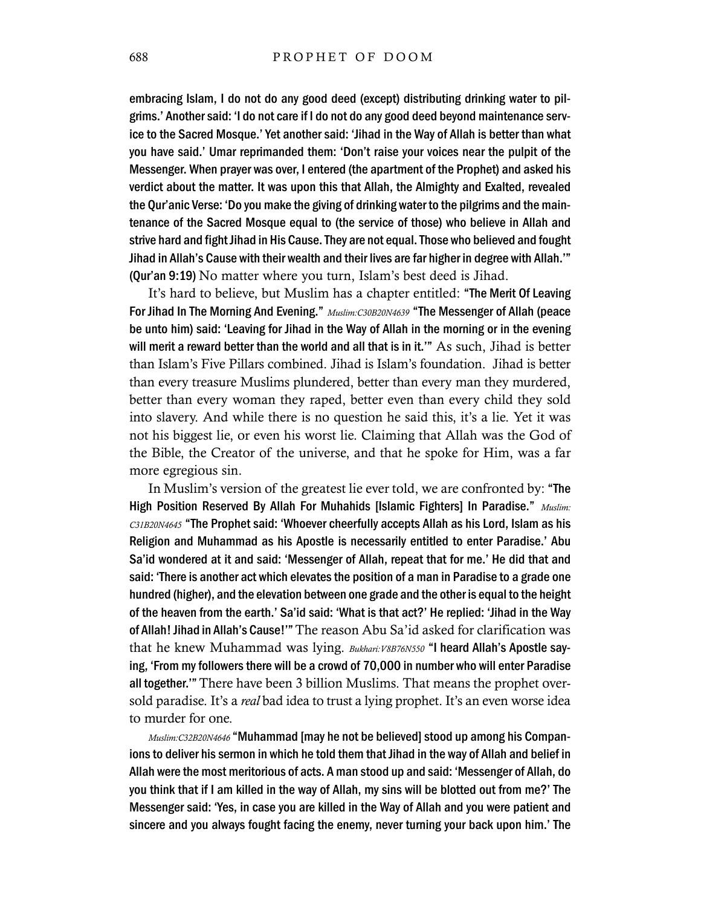embracing Islam, I do not do any good deed (except) distributing drinking water to pilgrims.' Another said: 'I do not care if I do not do any good deed beyond maintenance service to the Sacred Mosque.' Yet another said: 'Jihad in the Way of Allah is better than what you have said.' Umar reprimanded them: 'Don't raise your voices near the pulpit of the Messenger. When prayer was over, I entered (the apartment of the Prophet) and asked his verdict about the matter. It was upon this that Allah, the Almighty and Exalted, revealed the Qur'anic Verse: 'Do you make the giving of drinking water to the pilgrims and the maintenance of the Sacred Mosque equal to (the service of those) who believe in Allah and strive hard and fight Jihad in His Cause. They are not equal. Those who believed and fought Jihad in Allah's Cause with their wealth and their lives are far higher in degree with Allah.'" (Qur'an 9:19) No matter where you turn, Islam's best deed is Jihad.

It's hard to believe, but Muslim has a chapter entitled: "The Merit Of Leaving For Jihad In The Morning And Evening." *Muslim:C30B20N4639* "The Messenger of Allah (peace be unto him) said: 'Leaving for Jihad in the Way of Allah in the morning or in the evening will merit a reward better than the world and all that is in it.'" As such, Jihad is better than Islam's Five Pillars combined. Jihad is Islam's foundation. Jihad is better than every treasure Muslims plundered, better than every man they murdered, better than every woman they raped, better even than every child they sold into slavery. And while there is no question he said this, it's a lie. Yet it was not his biggest lie, or even his worst lie. Claiming that Allah was the God of the Bible, the Creator of the universe, and that he spoke for Him, was a far more egregious sin.

In Muslim's version of the greatest lie ever told, we are confronted by: "The High Position Reserved By Allah For Muhahids [Islamic Fighters] In Paradise." *Muslim: C31B20N4645* "The Prophet said: 'Whoever cheerfully accepts Allah as his Lord, Islam as his Religion and Muhammad as his Apostle is necessarily entitled to enter Paradise.' Abu Sa'id wondered at it and said: 'Messenger of Allah, repeat that for me.' He did that and said: 'There is another act which elevates the position of a man in Paradise to a grade one hundred (higher), and the elevation between one grade and the other is equal to the height of the heaven from the earth.' Sa'id said: 'What is that act?' He replied: 'Jihad in the Way of Allah! Jihad in Allah's Cause!'" The reason Abu Sa'id asked for clarification was that he knew Muhammad was lying. *Bukhari:V8B76N550* "I heard Allah's Apostle saying, 'From my followers there will be a crowd of 70,000 in number who will enter Paradise all together.'" There have been 3 billion Muslims. That means the prophet oversold paradise. It's a *real* bad idea to trust a lying prophet. It's an even worse idea to murder for one.

*Muslim:C32B20N4646* "Muhammad [may he not be believed] stood up among his Companions to deliver his sermon in which he told them that Jihad in the way of Allah and belief in Allah were the most meritorious of acts. A man stood up and said: 'Messenger of Allah, do you think that if I am killed in the way of Allah, my sins will be blotted out from me?' The Messenger said: 'Yes, in case you are killed in the Way of Allah and you were patient and sincere and you always fought facing the enemy, never turning your back upon him.' The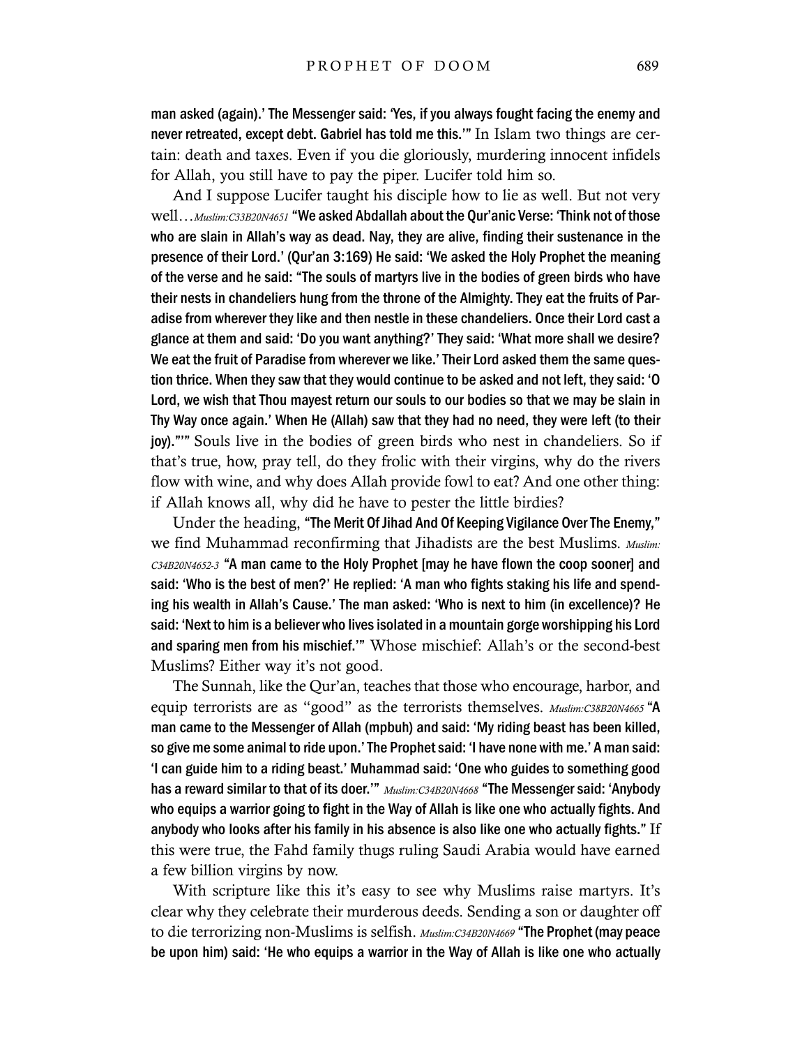man asked (again).' The Messenger said: 'Yes, if you always fought facing the enemy and never retreated, except debt. Gabriel has told me this.'" In Islam two things are certain: death and taxes. Even if you die gloriously, murdering innocent infidels for Allah, you still have to pay the piper. Lucifer told him so.

And I suppose Lucifer taught his disciple how to lie as well. But not very well…*Muslim:C33B20N4651* **"We asked Abdallah about the Qur'anic Verse: 'Think not of those who are slain in Allah's way as dead. Nay, they are alive, finding their sustenance in the presence of their Lord.' (Qur'an 3:169) He said: 'We asked the Holy Prophet the meaning of the verse and he said: "The souls of martyrs live in the bodies of green birds who have their nests in chandeliers hung from the throne of the Almighty. They eat the fruits of Paradise from wherever they like and then nestle in these chandeliers. Once their Lord cast a glance at them and said: 'Do you want anything?' They said: 'What more shall we desire? We eat the fruit of Paradise from wherever we like.' Their Lord asked them the same question thrice. When they saw that they would continue to be asked and not left, they said: 'O Lord, we wish that Thou mayest return our souls to our bodies so that we may be slain in Thy Way once again.' When He (Allah) saw that they had no need, they were left (to their joy).""'** Souls live in the bodies of green birds who nest in chandeliers. So if that's true, how, pray tell, do they frolic with their virgins, why do the rivers flow with wine, and why does Allah provide fowl to eat? And one other thing: if Allah knows all, why did he have to pester the little birdies?

Under the heading, **"The Merit Of Jihad And Of Keeping Vigilance Over The Enemy,"** we find Muhammad reconfirming that Jihadists are the best Muslims. *Muslim: C34B20N4652-3* **"A man came to the Holy Prophet [may he have flown the coop sooner] and said: 'Who is the best of men?' He replied: 'A man who fights staking his life and spending his wealth in Allah's Cause.' The man asked: 'Who is next to him (in excellence)? He said: 'Next to him is a believer who lives isolated in a mountain gorge worshipping his Lord and sparing men from his mischief.'"** Whose mischief: Allah's or the second-best Muslims? Either way it's not good.

The Sunnah, like the Qur'an, teaches that those who encourage, harbor, and equip terrorists are as "good" as the terrorists themselves. *Muslim:C38B20N4665* **"A man came to the Messenger of Allah (mpbuh) and said: 'My riding beast has been killed, so give me some animal to ride upon.' The Prophet said: 'I have none with me.' A man said: 'I can guide him to a riding beast.' Muhammad said: 'One who guides to something good has a reward similar to that of its doer.'"** *Muslim:C34B20N4668* **"The Messenger said: 'Anybody who equips a warrior going to fight in the Way of Allah is like one who actually fights. And anybody who looks after his family in his absence is also like one who actually fights."** If this were true, the Fahd family thugs ruling Saudi Arabia would have earned a few billion virgins by now.

With scripture like this it's easy to see why Muslims raise martyrs. It's clear why they celebrate their murderous deeds. Sending a son or daughter off to die terrorizing non-Muslims is selfish. *Muslim:C34B20N4669* **"The Prophet (may peace be upon him) said: 'He who equips a warrior in the Way of Allah is like one who actually**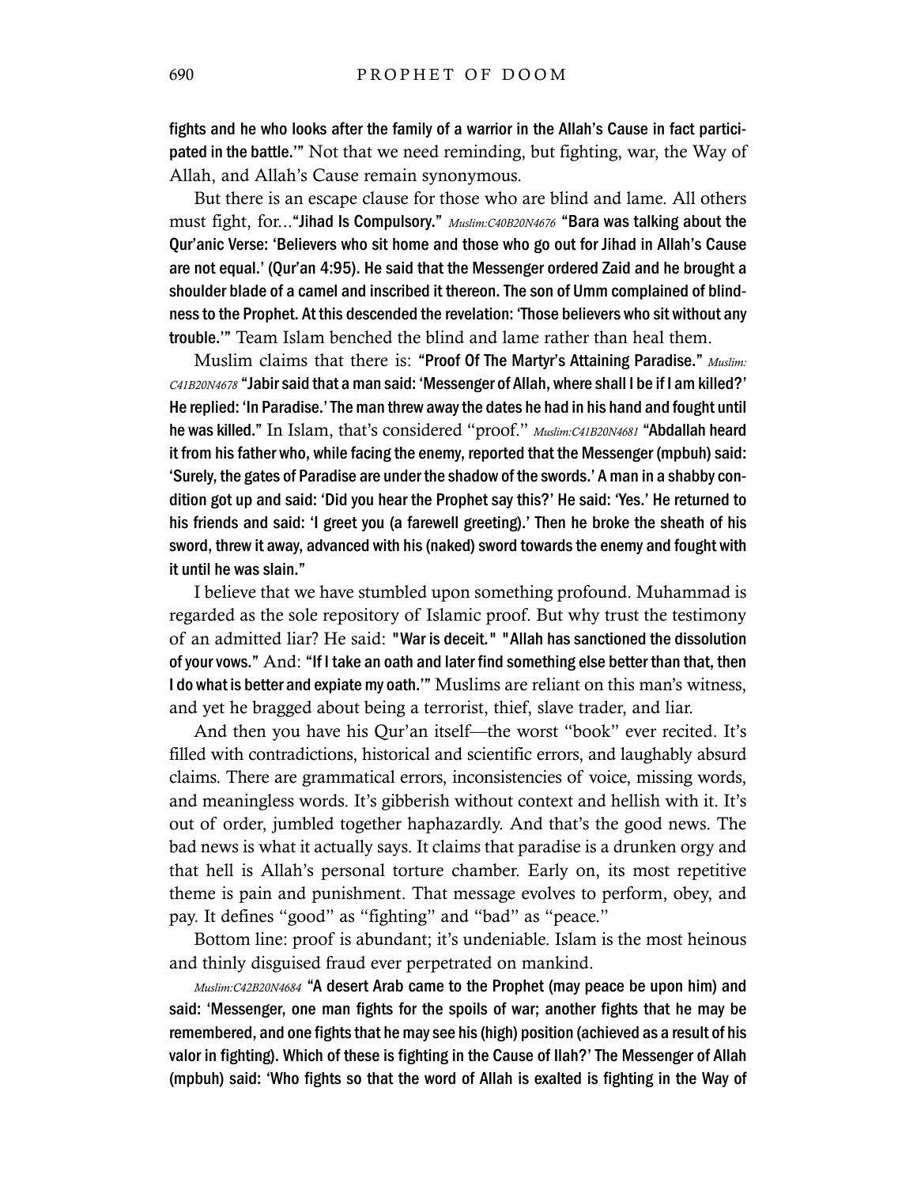**fights and he who looks after the family of a warrior in the Allah's Cause in fact participated in the battle.'"** Not that we need reminding, but fighting, war, the Way of Allah, and Allah's Cause remain synonymous.

But there is an escape clause for those who are blind and lame. All others must fight, for..."**Jihad Is Compulsory.**" *Muslim:C40B20N4676* "**Bara was talking about the Qur'anic Verse: 'Believers who sit home and those who go out for Jihad in Allah's Cause are not equal.' (Qur'an 4:95). He said that the Messenger ordered Zaid and he brought a shoulder blade of a camel and inscribed it thereon. The son of Umm complained of blindness to the Prophet. At this descended the revelation: 'Those believers who sit without any trouble.'"** Team Islam benched the blind and lame rather than heal them.

Muslim claims that there is: "**Proof Of The Martyr's Attaining Paradise.**" *Muslim: C41B20N4678* "**Jabir said that a man said: 'Messenger of Allah, where shall I be if I am killed?' He replied: 'In Paradise.' The man threw away the dates he had in his hand and fought until he was killed.**" In Islam, that's considered "proof." *Muslim:C41B20N4681* "**Abdallah heard it from his father who, while facing the enemy, reported that the Messenger (mpbuh) said: 'Surely, the gates of Paradise are under the shadow of the swords.' A man in a shabby condition got up and said: 'Did you hear the Prophet say this?' He said: 'Yes.' He returned to his friends and said: 'I greet you (a farewell greeting).' Then he broke the sheath of his sword, threw it away, advanced with his (naked) sword towards the enemy and fought with it until he was slain.**"

I believe that we have stumbled upon something profound. Muhammad is regarded as the sole repository of Islamic proof. But why trust the testimony of an admitted liar? He said: "**War is deceit.**" "**Allah has sanctioned the dissolution of your vows.**" And: "**If I take an oath and later find something else better than that, then I do what is better and expiate my oath.'**" Muslims are reliant on this man's witness, and yet he bragged about being a terrorist, thief, slave trader, and liar.

And then you have his Qur'an itself—the worst "book" ever recited. It's filled with contradictions, historical and scientific errors, and laughably absurd claims. There are grammatical errors, inconsistencies of voice, missing words, and meaningless words. It's gibberish without context and hellish with it. It's out of order, jumbled together haphazardly. And that's the good news. The bad news is what it actually says. It claims that paradise is a drunken orgy and that hell is Allah's personal torture chamber. Early on, its most repetitive theme is pain and punishment. That message evolves to perform, obey, and pay. It defines "good" as "fighting" and "bad" as "peace."

Bottom line: proof is abundant; it's undeniable. Islam is the most heinous and thinly disguised fraud ever perpetrated on mankind.

*Muslim:C42B20N4684* "**A desert Arab came to the Prophet (may peace be upon him) and said: 'Messenger, one man fights for the spoils of war; another fights that he may be remembered, and one fights that he may see his (high) position (achieved as a result of his valor in fighting). Which of these is fighting in the Cause of Ilah?' The Messenger of Allah (mpbuh) said: 'Who fights so that the word of Allah is exalted is fighting in the Way of**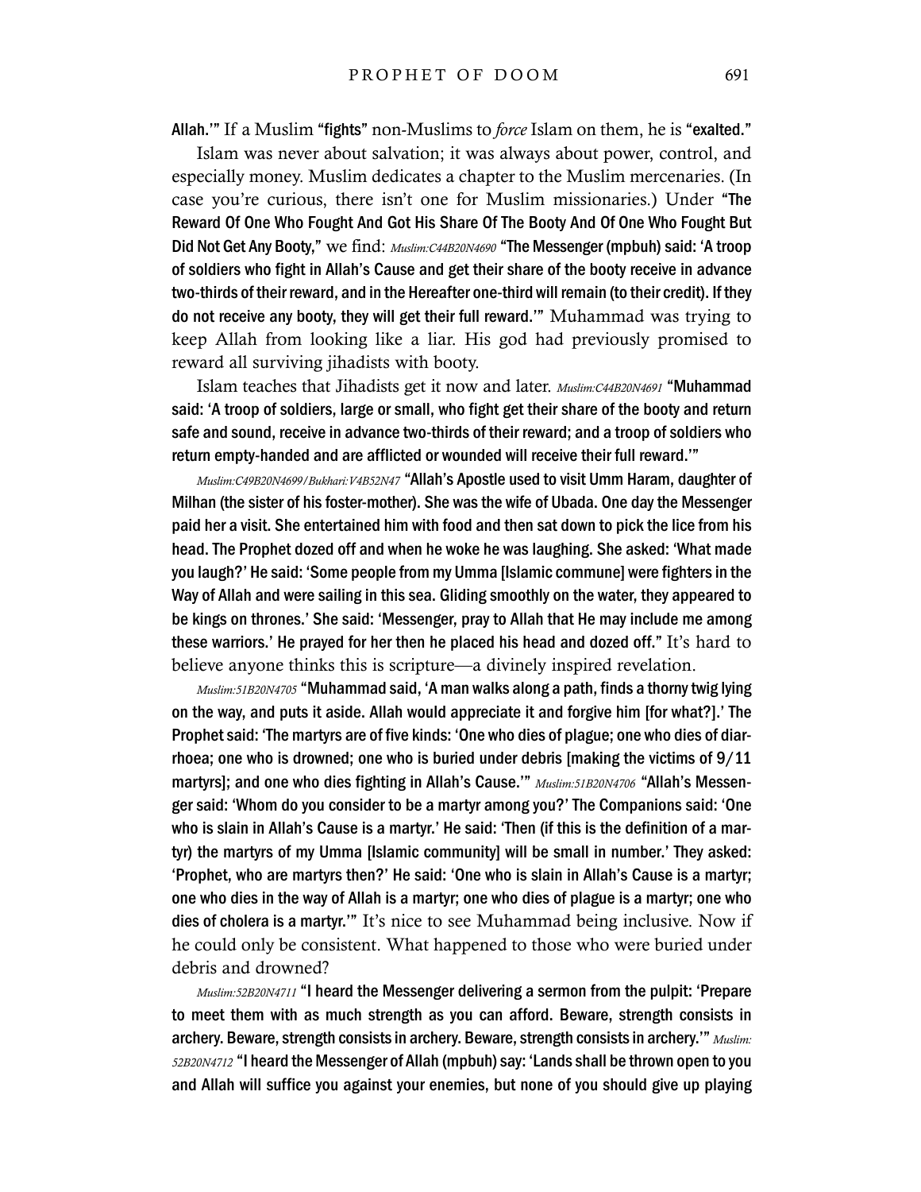Allah.'" If a Muslim "fights" non-Muslims to *force* Islam on them, he is "exalted."

Islam was never about salvation; it was always about power, control, and especially money. Muslim dedicates a chapter to the Muslim mercenaries. (In case you're curious, there isn't one for Muslim missionaries.) Under **"The Reward Of One Who Fought And Got His Share Of The Booty And Of One Who Fought But Did Not Get Any Booty,"** we find: *Muslim:C44B20N4690* **"The Messenger (mpbuh) said: 'A troop of soldiers who fight in Allah's Cause and get their share of the booty receive in advance two-thirds of their reward, and in the Hereafter one-third will remain (to their credit). If they do not receive any booty, they will get their full reward.'"** Muhammad was trying to keep Allah from looking like a liar. His god had previously promised to reward all surviving jihadists with booty.

Islam teaches that Jihadists get it now and later. *Muslim:C44B20N4691* **"Muhammad said: 'A troop of soldiers, large or small, who fight get their share of the booty and return safe and sound, receive in advance two-thirds of their reward; and a troop of soldiers who return empty-handed and are afflicted or wounded will receive their full reward.'"**

*Muslim:C49B20N4699/Bukhari:V4B52N47* **"Allah's Apostle used to visit Umm Haram, daughter of Milhan (the sister of his foster-mother). She was the wife of Ubada. One day the Messenger paid her a visit. She entertained him with food and then sat down to pick the lice from his head. The Prophet dozed off and when he woke he was laughing. She asked: 'What made you laugh?' He said: 'Some people from my Umma [Islamic commune] were fighters in the Way of Allah and were sailing in this sea. Gliding smoothly on the water, they appeared to be kings on thrones.' She said: 'Messenger, pray to Allah that He may include me among these warriors.' He prayed for her then he placed his head and dozed off."** It's hard to believe anyone thinks this is scripture—a divinely inspired revelation.

*Muslim:51B20N4705* **"Muhammad said, 'A man walks along a path, finds a thorny twig lying on the way, and puts it aside. Allah would appreciate it and forgive him [for what?].' The Prophet said: 'The martyrs are of five kinds: 'One who dies of plague; one who dies of diarrhoea; one who is drowned; one who is buried under debris [making the victims of 9/11 martyrs]; and one who dies fighting in Allah's Cause.'"** *Muslim:51B20N4706* **"Allah's Messenger said: 'Whom do you consider to be a martyr among you?' The Companions said: 'One who is slain in Allah's Cause is a martyr.' He said: 'Then (if this is the definition of a martyr) the martyrs of my Umma [Islamic community] will be small in number.' They asked: 'Prophet, who are martyrs then?' He said: 'One who is slain in Allah's Cause is a martyr; one who dies in the way of Allah is a martyr; one who dies of plague is a martyr; one who dies of cholera is a martyr.'"** It's nice to see Muhammad being inclusive. Now if he could only be consistent. What happened to those who were buried under debris and drowned?

*Muslim:52B20N4711* **"I heard the Messenger delivering a sermon from the pulpit: 'Prepare to meet them with as much strength as you can afford. Beware, strength consists in archery. Beware, strength consists in archery. Beware, strength consists in archery.'"** *Muslim:52B20N4712* **"I heard the Messenger of Allah (mpbuh) say: 'Lands shall be thrown open to you and Allah will suffice you against your enemies, but none of you should give up playing**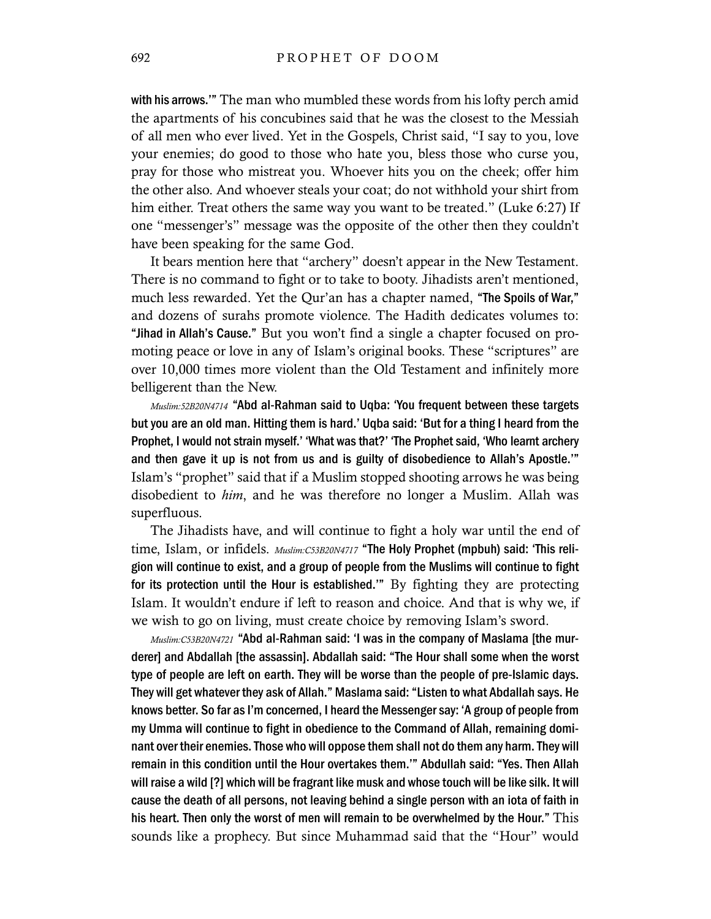**with his arrows.'"** The man who mumbled these words from his lofty perch amid the apartments of his concubines said that he was the closest to the Messiah of all men who ever lived. Yet in the Gospels, Christ said, "I say to you, love your enemies; do good to those who hate you, bless those who curse you, pray for those who mistreat you. Whoever hits you on the cheek; offer him the other also. And whoever steals your coat; do not withhold your shirt from him either. Treat others the same way you want to be treated." (Luke 6:27) If one "messenger's" message was the opposite of the other then they couldn't have been speaking for the same God.

It bears mention here that "archery" doesn't appear in the New Testament. There is no command to fight or to take to booty. Jihadists aren't mentioned, much less rewarded. Yet the Qur'an has a chapter named, **"The Spoils of War,"** and dozens of surahs promote violence. The Hadith dedicates volumes to: **"Jihad in Allah's Cause."** But you won't find a single a chapter focused on promoting peace or love in any of Islam's original books. These "scriptures" are over 10,000 times more violent than the Old Testament and infinitely more belligerent than the New.

*Muslim:52B20N4714* **"Abd al-Rahman said to Uqba: 'You frequent between these targets but you are an old man. Hitting them is hard.' Uqba said: 'But for a thing I heard from the Prophet, I would not strain myself.' 'What was that?' 'The Prophet said, 'Who learnt archery and then gave it up is not from us and is guilty of disobedience to Allah's Apostle.'"** Islam's "prophet" said that if a Muslim stopped shooting arrows he was being disobedient to *him*, and he was therefore no longer a Muslim. Allah was superfluous.

The Jihadists have, and will continue to fight a holy war until the end of time, Islam, or infidels. *Muslim:C53B20N4717* **"The Holy Prophet (mpbuh) said: 'This religion will continue to exist, and a group of people from the Muslims will continue to fight for its protection until the Hour is established.'"** By fighting they are protecting Islam. It wouldn't endure if left to reason and choice. And that is why we, if we wish to go on living, must create choice by removing Islam's sword.

*Muslim:C53B20N4721* **"Abd al-Rahman said: 'I was in the company of Maslama [the murderer] and Abdallah [the assassin]. Abdallah said: "The Hour shall some when the worst type of people are left on earth. They will be worse than the people of pre-Islamic days. They will get whatever they ask of Allah." Maslama said: "Listen to what Abdallah says. He knows better. So far as I'm concerned, I heard the Messenger say: 'A group of people from my Umma will continue to fight in obedience to the Command of Allah, remaining dominant over their enemies. Those who will oppose them shall not do them any harm. They will remain in this condition until the Hour overtakes them.'" Abdullah said: "Yes. Then Allah will raise a wild [?] which will be fragrant like musk and whose touch will be like silk. It will cause the death of all persons, not leaving behind a single person with an iota of faith in his heart. Then only the worst of men will remain to be overwhelmed by the Hour."** This sounds like a prophecy. But since Muhammad said that the "Hour" would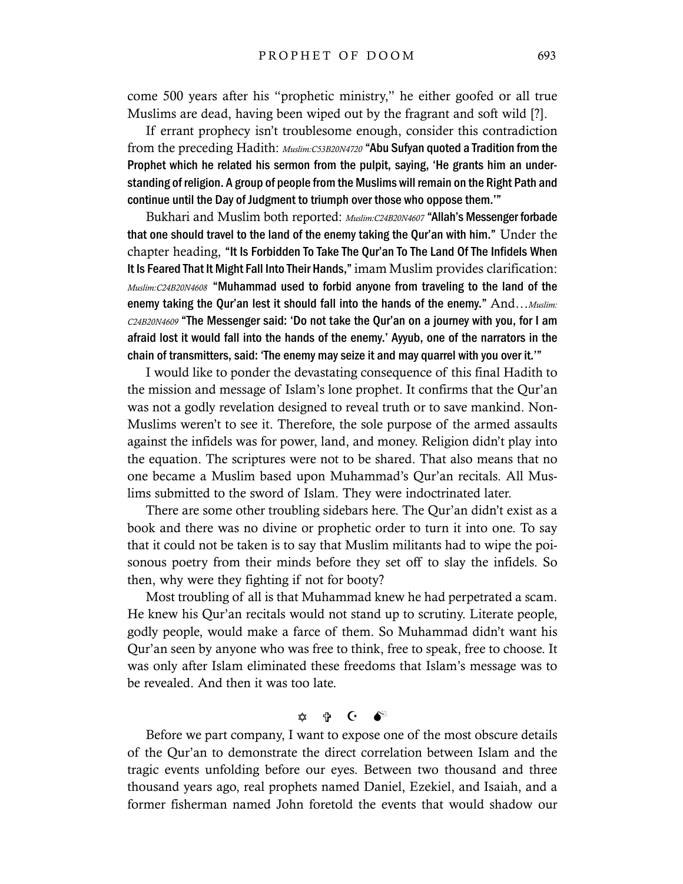come 500 years after his "prophetic ministry," he either goofed or all true Muslims are dead, having been wiped out by the fragrant and soft wild [?].

If errant prophecy isn't troublesome enough, consider this contradiction from the preceding Hadith: *Muslim:C53B20N4720* **"Abu Sufyan quoted a Tradition from the Prophet which he related his sermon from the pulpit, saying, 'He grants him an understanding of religion. A group of people from the Muslims will remain on the Right Path and continue until the Day of Judgment to triumph over those who oppose them.'"**

Bukhari and Muslim both reported: *Muslim:C24B20N4607* **"Allah's Messenger forbade that one should travel to the land of the enemy taking the Qur'an with him."** Under the chapter heading, **"It Is Forbidden To Take The Qur'an To The Land Of The Infidels When It Is Feared That It Might Fall Into Their Hands,"** imam Muslim provides clarification: *Muslim:C24B20N4608* **"Muhammad used to forbid anyone from traveling to the land of the enemy taking the Qur'an lest it should fall into the hands of the enemy."** And…*Muslim:C24B20N4609* **"The Messenger said: 'Do not take the Qur'an on a journey with you, for I am afraid lost it would fall into the hands of the enemy.' Ayyub, one of the narrators in the chain of transmitters, said: 'The enemy may seize it and may quarrel with you over it.'"**

I would like to ponder the devastating consequence of this final Hadith to the mission and message of Islam's lone prophet. It confirms that the Qur'an was not a godly revelation designed to reveal truth or to save mankind. Non-Muslims weren't to see it. Therefore, the sole purpose of the armed assaults against the infidels was for power, land, and money. Religion didn't play into the equation. The scriptures were not to be shared. That also means that no one became a Muslim based upon Muhammad's Qur'an recitals. All Muslims submitted to the sword of Islam. They were indoctrinated later.

There are some other troubling sidebars here. The Qur'an didn't exist as a book and there was no divine or prophetic order to turn it into one. To say that it could not be taken is to say that Muslim militants had to wipe the poisonous poetry from their minds before they set off to slay the infidels. So then, why were they fighting if not for booty?

Most troubling of all is that Muhammad knew he had perpetrated a scam. He knew his Qur'an recitals would not stand up to scrutiny. Literate people, godly people, would make a farce of them. So Muhammad didn't want his Qur'an seen by anyone who was free to think, free to speak, free to choose. It was only after Islam eliminated these freedoms that Islam's message was to be revealed. And then it was too late.

✡ ✞ ☪ 💣

Before we part company, I want to expose one of the most obscure details of the Qur'an to demonstrate the direct correlation between Islam and the tragic events unfolding before our eyes. Between two thousand and three thousand years ago, real prophets named Daniel, Ezekiel, and Isaiah, and a former fisherman named John foretold the events that would shadow our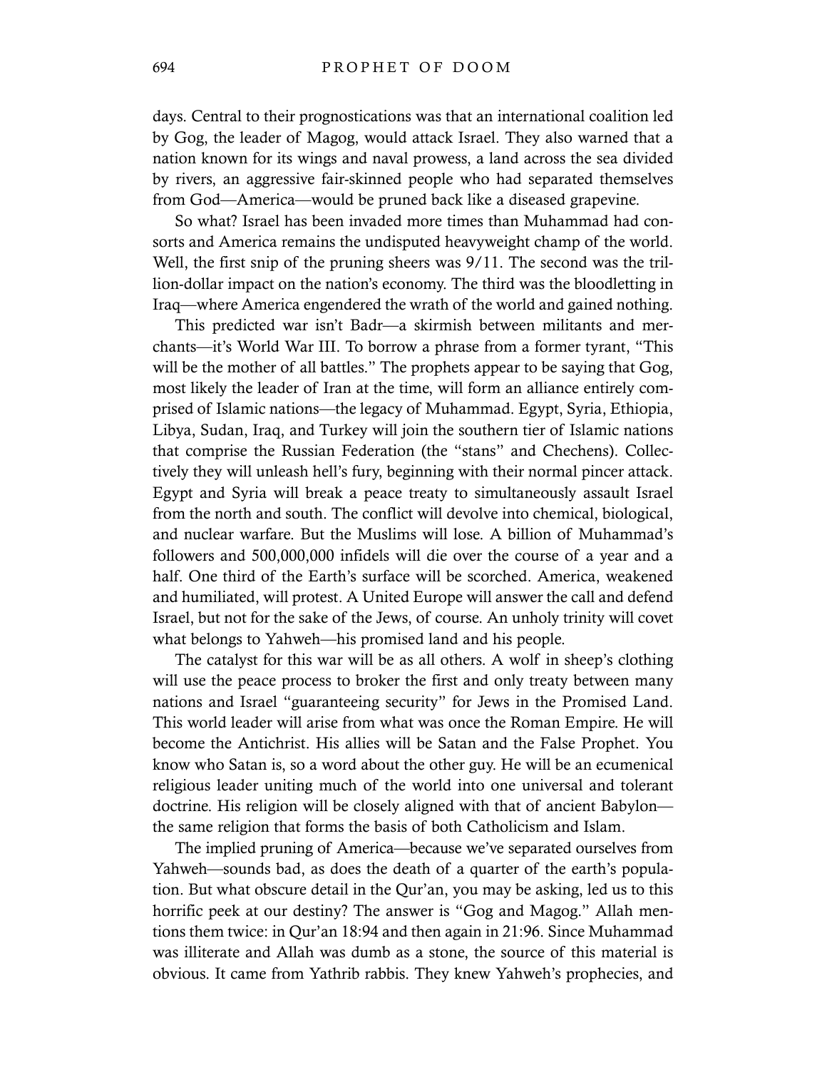days. Central to their prognostications was that an international coalition led by Gog, the leader of Magog, would attack Israel. They also warned that a nation known for its wings and naval prowess, a land across the sea divided by rivers, an aggressive fair-skinned people who had separated themselves from God—America—would be pruned back like a diseased grapevine.

So what? Israel has been invaded more times than Muhammad had consorts and America remains the undisputed heavyweight champ of the world. Well, the first snip of the pruning sheers was 9/11. The second was the trillion-dollar impact on the nation's economy. The third was the bloodletting in Iraq—where America engendered the wrath of the world and gained nothing.

This predicted war isn't Badr—a skirmish between militants and merchants—it's World War III. To borrow a phrase from a former tyrant, "This will be the mother of all battles." The prophets appear to be saying that Gog, most likely the leader of Iran at the time, will form an alliance entirely comprised of Islamic nations—the legacy of Muhammad. Egypt, Syria, Ethiopia, Libya, Sudan, Iraq, and Turkey will join the southern tier of Islamic nations that comprise the Russian Federation (the "stans" and Chechens). Collectively they will unleash hell's fury, beginning with their normal pincer attack. Egypt and Syria will break a peace treaty to simultaneously assault Israel from the north and south. The conflict will devolve into chemical, biological, and nuclear warfare. But the Muslims will lose. A billion of Muhammad's followers and 500,000,000 infidels will die over the course of a year and a half. One third of the Earth's surface will be scorched. America, weakened and humiliated, will protest. A United Europe will answer the call and defend Israel, but not for the sake of the Jews, of course. An unholy trinity will covet what belongs to Yahweh—his promised land and his people.

The catalyst for this war will be as all others. A wolf in sheep's clothing will use the peace process to broker the first and only treaty between many nations and Israel "guaranteeing security" for Jews in the Promised Land. This world leader will arise from what was once the Roman Empire. He will become the Antichrist. His allies will be Satan and the False Prophet. You know who Satan is, so a word about the other guy. He will be an ecumenical religious leader uniting much of the world into one universal and tolerant doctrine. His religion will be closely aligned with that of ancient Babylon—the same religion that forms the basis of both Catholicism and Islam.

The implied pruning of America—because we've separated ourselves from Yahweh—sounds bad, as does the death of a quarter of the earth's population. But what obscure detail in the Qur'an, you may be asking, led us to this horrific peek at our destiny? The answer is "Gog and Magog." Allah mentions them twice: in Qur'an 18:94 and then again in 21:96. Since Muhammad was illiterate and Allah was dumb as a stone, the source of this material is obvious. It came from Yathrib rabbis. They knew Yahweh's prophecies, and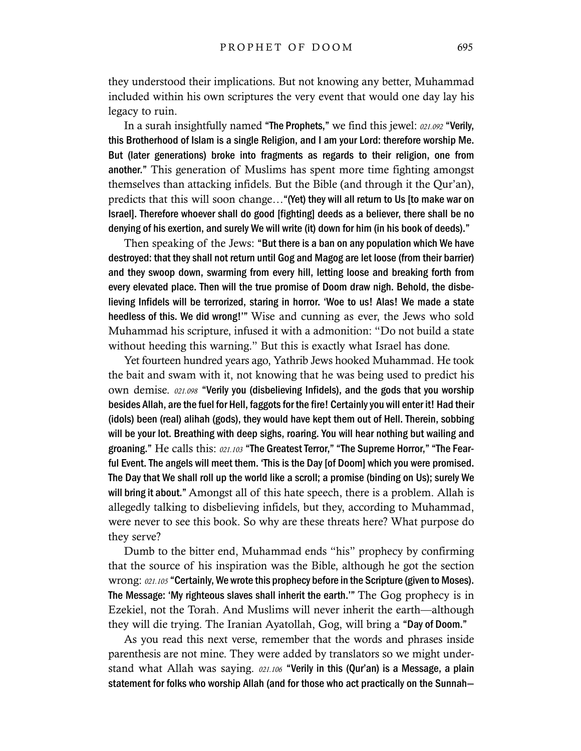they understood their implications. But not knowing any better, Muhammad included within his own scriptures the very event that would one day lay his legacy to ruin.

In a surah insightfully named **"The Prophets,"** we find this jewel: *021.092* **"Verily, this Brotherhood of Islam is a single Religion, and I am your Lord: therefore worship Me. But (later generations) broke into fragments as regards to their religion, one from another."** This generation of Muslims has spent more time fighting amongst themselves than attacking infidels. But the Bible (and through it the Qur'an), predicts that this will soon change…**"(Yet) they will all return to Us [to make war on Israel]. Therefore whoever shall do good [fighting] deeds as a believer, there shall be no denying of his exertion, and surely We will write (it) down for him (in his book of deeds)."**

Then speaking of the Jews: **"But there is a ban on any population which We have destroyed: that they shall not return until Gog and Magog are let loose (from their barrier) and they swoop down, swarming from every hill, letting loose and breaking forth from every elevated place. Then will the true promise of Doom draw nigh. Behold, the disbelieving Infidels will be terrorized, staring in horror. 'Woe to us! Alas! We made a state heedless of this. We did wrong!'"** Wise and cunning as ever, the Jews who sold Muhammad his scripture, infused it with a admonition: "Do not build a state without heeding this warning." But this is exactly what Israel has done.

Yet fourteen hundred years ago, Yathrib Jews hooked Muhammad. He took the bait and swam with it, not knowing that he was being used to predict his own demise. *021.098* **"Verily you (disbelieving Infidels), and the gods that you worship besides Allah, are the fuel for Hell, faggots for the fire! Certainly you will enter it! Had their (idols) been (real) alihah (gods), they would have kept them out of Hell. Therein, sobbing will be your lot. Breathing with deep sighs, roaring. You will hear nothing but wailing and groaning."** He calls this: *021.103* **"The Greatest Terror," "The Supreme Horror," "The Fearful Event. The angels will meet them. 'This is the Day [of Doom] which you were promised. The Day that We shall roll up the world like a scroll; a promise (binding on Us); surely We will bring it about."** Amongst all of this hate speech, there is a problem. Allah is allegedly talking to disbelieving infidels, but they, according to Muhammad, were never to see this book. So why are these threats here? What purpose do they serve?

Dumb to the bitter end, Muhammad ends "his" prophecy by confirming that the source of his inspiration was the Bible, although he got the section wrong: *021.105* **"Certainly, We wrote this prophecy before in the Scripture (given to Moses). The Message: 'My righteous slaves shall inherit the earth.'"** The Gog prophecy is in Ezekiel, not the Torah. And Muslims will never inherit the earth—although they will die trying. The Iranian Ayatollah, Gog, will bring a **"Day of Doom."**

As you read this next verse, remember that the words and phrases inside parenthesis are not mine. They were added by translators so we might understand what Allah was saying. *021.106* **"Verily in this (Qur'an) is a Message, a plain statement for folks who worship Allah (and for those who act practically on the Sunnah—**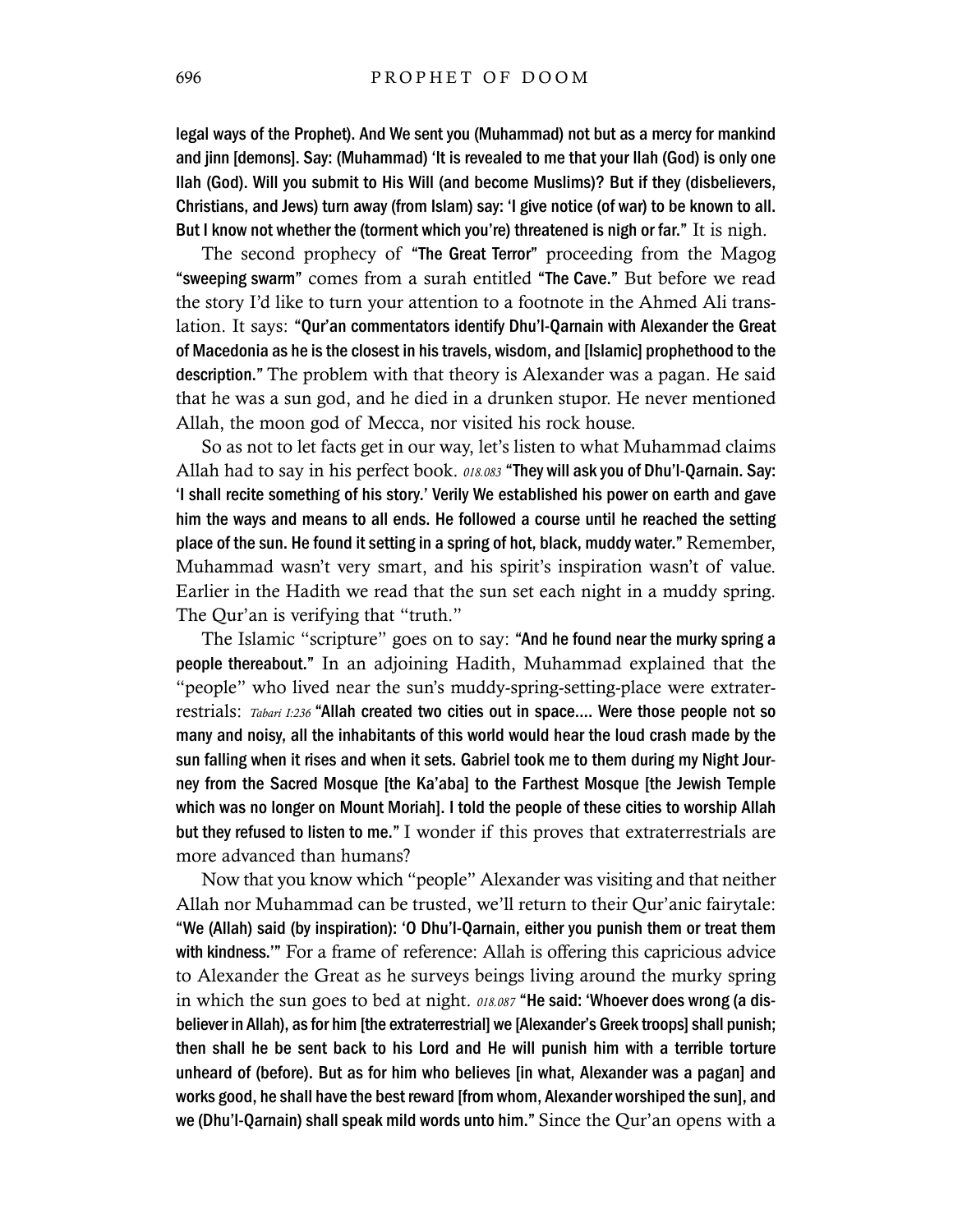legal ways of the Prophet). And We sent you (Muhammad) not but as a mercy for mankind and jinn [demons]. Say: (Muhammad) 'It is revealed to me that your Ilah (God) is only one Ilah (God). Will you submit to His Will (and become Muslims)? But if they (disbelievers, Christians, and Jews) turn away (from Islam) say: 'I give notice (of war) to be known to all. But I know not whether the (torment which you're) threatened is nigh or far." It is nigh.

The second prophecy of "The Great Terror" proceeding from the Magog "sweeping swarm" comes from a surah entitled "The Cave." But before we read the story I'd like to turn your attention to a footnote in the Ahmed Ali translation. It says: "Qur'an commentators identify Dhu'l-Qarnain with Alexander the Great of Macedonia as he is the closest in his travels, wisdom, and [Islamic] prophethood to the description." The problem with that theory is Alexander was a pagan. He said that he was a sun god, and he died in a drunken stupor. He never mentioned Allah, the moon god of Mecca, nor visited his rock house.

So as not to let facts get in our way, let's listen to what Muhammad claims Allah had to say in his perfect book. *018.083* "They will ask you of Dhu'l-Qarnain. Say: 'I shall recite something of his story.' Verily We established his power on earth and gave him the ways and means to all ends. He followed a course until he reached the setting place of the sun. He found it setting in a spring of hot, black, muddy water." Remember, Muhammad wasn't very smart, and his spirit's inspiration wasn't of value. Earlier in the Hadith we read that the sun set each night in a muddy spring. The Qur'an is verifying that "truth."

The Islamic "scripture" goes on to say: "And he found near the murky spring a people thereabout." In an adjoining Hadith, Muhammad explained that the "people" who lived near the sun's muddy-spring-setting-place were extraterrestrials: *Tabari I:236* "Allah created two cities out in space.... Were those people not so many and noisy, all the inhabitants of this world would hear the loud crash made by the sun falling when it rises and when it sets. Gabriel took me to them during my Night Journey from the Sacred Mosque [the Ka'aba] to the Farthest Mosque [the Jewish Temple which was no longer on Mount Moriah]. I told the people of these cities to worship Allah but they refused to listen to me." I wonder if this proves that extraterrestrials are more advanced than humans?

Now that you know which "people" Alexander was visiting and that neither Allah nor Muhammad can be trusted, we'll return to their Qur'anic fairytale: "We (Allah) said (by inspiration): 'O Dhu'l-Qarnain, either you punish them or treat them with kindness.'" For a frame of reference: Allah is offering this capricious advice to Alexander the Great as he surveys beings living around the murky spring in which the sun goes to bed at night. *018.087* "He said: 'Whoever does wrong (a disbeliever in Allah), as for him [the extraterrestrial] we [Alexander's Greek troops] shall punish; then shall he be sent back to his Lord and He will punish him with a terrible torture unheard of (before). But as for him who believes [in what, Alexander was a pagan] and works good, he shall have the best reward [from whom, Alexander worshiped the sun], and we (Dhu'l-Qarnain) shall speak mild words unto him." Since the Qur'an opens with a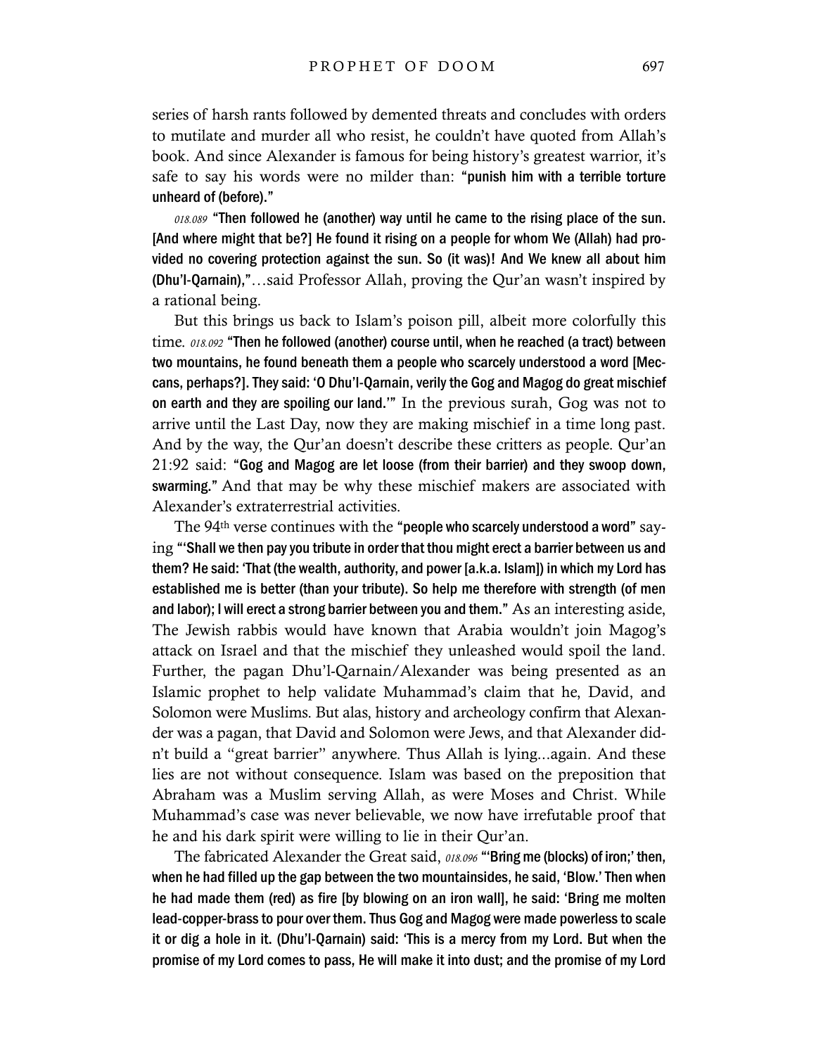series of harsh rants followed by demented threats and concludes with orders to mutilate and murder all who resist, he couldn't have quoted from Allah's book. And since Alexander is famous for being history's greatest warrior, it's safe to say his words were no milder than: **"punish him with a terrible torture unheard of (before)."**

*018.089* **"Then followed he (another) way until he came to the rising place of the sun. [And where might that be?] He found it rising on a people for whom We (Allah) had provided no covering protection against the sun. So (it was)! And We knew all about him (Dhu'l-Qarnain),"**…said Professor Allah, proving the Qur'an wasn't inspired by a rational being.

But this brings us back to Islam's poison pill, albeit more colorfully this time. *018.092* **"Then he followed (another) course until, when he reached (a tract) between two mountains, he found beneath them a people who scarcely understood a word [Meccans, perhaps?]. They said: 'O Dhu'l-Qarnain, verily the Gog and Magog do great mischief on earth and they are spoiling our land.'"** In the previous surah, Gog was not to arrive until the Last Day, now they are making mischief in a time long past. And by the way, the Qur'an doesn't describe these critters as people. Qur'an 21:92 said: **"Gog and Magog are let loose (from their barrier) and they swoop down, swarming."** And that may be why these mischief makers are associated with Alexander's extraterrestrial activities.

The 94th verse continues with the **"people who scarcely understood a word"** saying **"'Shall we then pay you tribute in order that thou might erect a barrier between us and them? He said: 'That (the wealth, authority, and power [a.k.a. Islam]) in which my Lord has established me is better (than your tribute). So help me therefore with strength (of men and labor); I will erect a strong barrier between you and them."** As an interesting aside, The Jewish rabbis would have known that Arabia wouldn't join Magog's attack on Israel and that the mischief they unleashed would spoil the land. Further, the pagan Dhu'l-Qarnain/Alexander was being presented as an Islamic prophet to help validate Muhammad's claim that he, David, and Solomon were Muslims. But alas, history and archeology confirm that Alexander was a pagan, that David and Solomon were Jews, and that Alexander didn't build a "great barrier" anywhere. Thus Allah is lying...again. And these lies are not without consequence. Islam was based on the preposition that Abraham was a Muslim serving Allah, as were Moses and Christ. While Muhammad's case was never believable, we now have irrefutable proof that he and his dark spirit were willing to lie in their Qur'an.

The fabricated Alexander the Great said, *018.096* **"'Bring me (blocks) of iron;' then, when he had filled up the gap between the two mountainsides, he said, 'Blow.' Then when he had made them (red) as fire [by blowing on an iron wall], he said: 'Bring me molten lead-copper-brass to pour over them. Thus Gog and Magog were made powerless to scale it or dig a hole in it. (Dhu'l-Qarnain) said: 'This is a mercy from my Lord. But when the promise of my Lord comes to pass, He will make it into dust; and the promise of my Lord**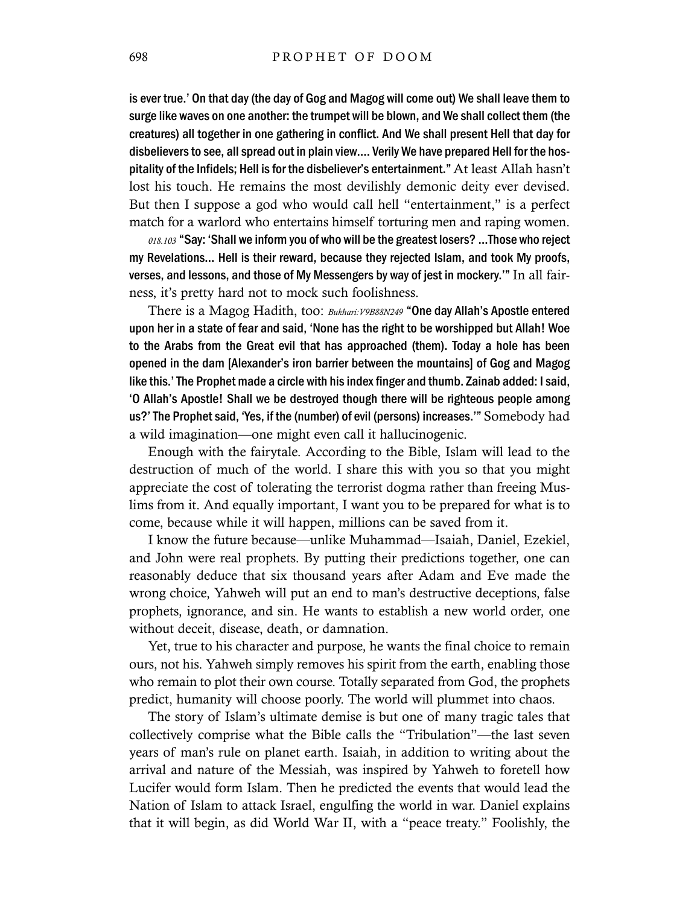**is ever true.' On that day (the day of Gog and Magog will come out) We shall leave them to surge like waves on one another: the trumpet will be blown, and We shall collect them (the creatures) all together in one gathering in conflict. And We shall present Hell that day for disbelievers to see, all spread out in plain view.... Verily We have prepared Hell for the hospitality of the Infidels; Hell is for the disbeliever's entertainment."** At least Allah hasn't lost his touch. He remains the most devilishly demonic deity ever devised. But then I suppose a god who would call hell "entertainment," is a perfect match for a warlord who entertains himself torturing men and raping women.

*018.103* **"Say: 'Shall we inform you of who will be the greatest losers? ...Those who reject my Revelations... Hell is their reward, because they rejected Islam, and took My proofs, verses, and lessons, and those of My Messengers by way of jest in mockery.'"** In all fairness, it's pretty hard not to mock such foolishness.

There is a Magog Hadith, too: *Bukhari:V9B88N249* **"One day Allah's Apostle entered upon her in a state of fear and said, 'None has the right to be worshipped but Allah! Woe to the Arabs from the Great evil that has approached (them). Today a hole has been opened in the dam [Alexander's iron barrier between the mountains] of Gog and Magog like this.' The Prophet made a circle with his index finger and thumb. Zainab added: I said, 'O Allah's Apostle! Shall we be destroyed though there will be righteous people among us?' The Prophet said, 'Yes, if the (number) of evil (persons) increases.'"** Somebody had a wild imagination—one might even call it hallucinogenic.

Enough with the fairytale. According to the Bible, Islam will lead to the destruction of much of the world. I share this with you so that you might appreciate the cost of tolerating the terrorist dogma rather than freeing Muslims from it. And equally important, I want you to be prepared for what is to come, because while it will happen, millions can be saved from it.

I know the future because—unlike Muhammad—Isaiah, Daniel, Ezekiel, and John were real prophets. By putting their predictions together, one can reasonably deduce that six thousand years after Adam and Eve made the wrong choice, Yahweh will put an end to man's destructive deceptions, false prophets, ignorance, and sin. He wants to establish a new world order, one without deceit, disease, death, or damnation.

Yet, true to his character and purpose, he wants the final choice to remain ours, not his. Yahweh simply removes his spirit from the earth, enabling those who remain to plot their own course. Totally separated from God, the prophets predict, humanity will choose poorly. The world will plummet into chaos.

The story of Islam's ultimate demise is but one of many tragic tales that collectively comprise what the Bible calls the "Tribulation"—the last seven years of man's rule on planet earth. Isaiah, in addition to writing about the arrival and nature of the Messiah, was inspired by Yahweh to foretell how Lucifer would form Islam. Then he predicted the events that would lead the Nation of Islam to attack Israel, engulfing the world in war. Daniel explains that it will begin, as did World War II, with a "peace treaty." Foolishly, the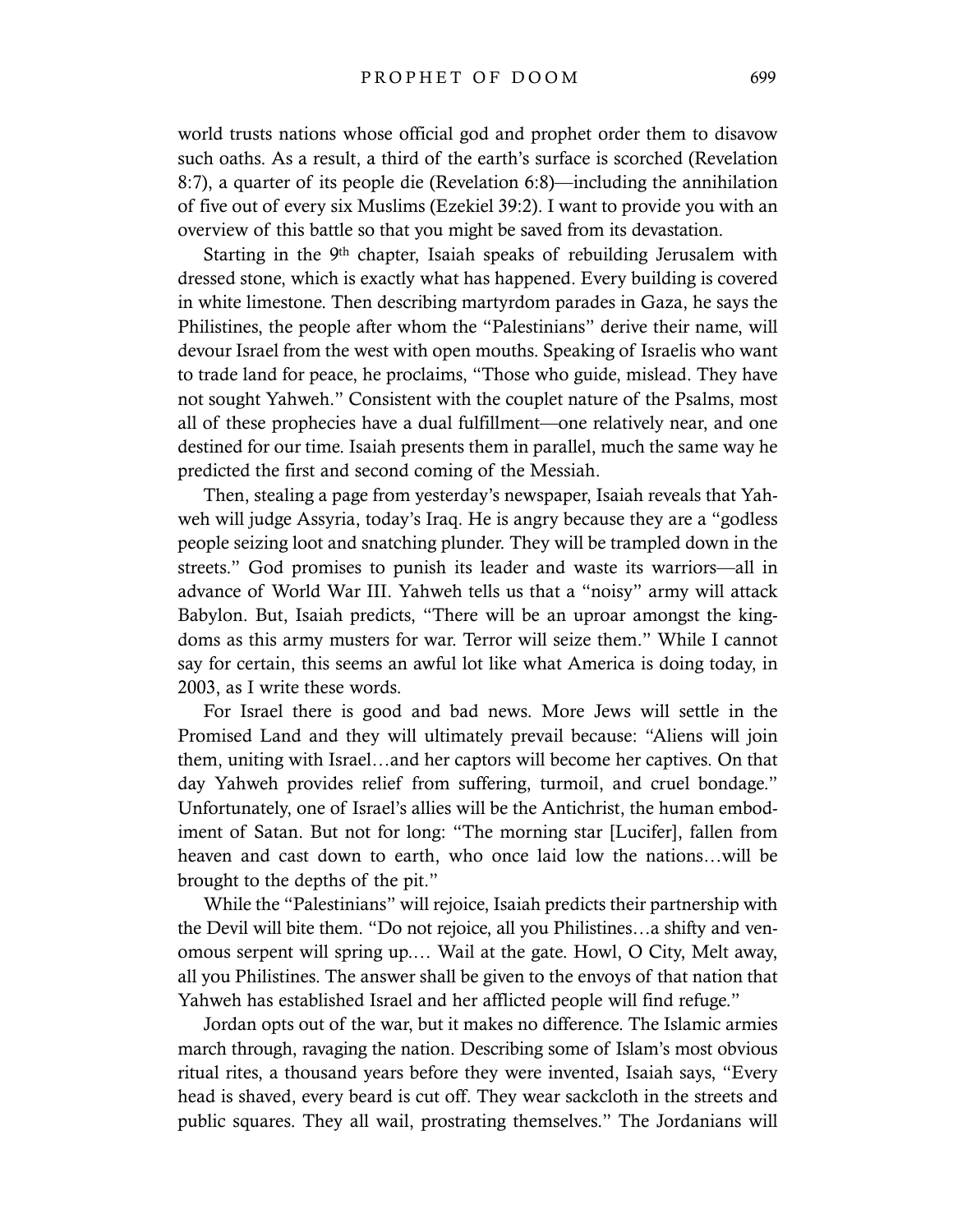world trusts nations whose official god and prophet order them to disavow such oaths. As a result, a third of the earth's surface is scorched (Revelation 8:7), a quarter of its people die (Revelation 6:8)—including the annihilation of five out of every six Muslims (Ezekiel 39:2). I want to provide you with an overview of this battle so that you might be saved from its devastation.

Starting in the 9th chapter, Isaiah speaks of rebuilding Jerusalem with dressed stone, which is exactly what has happened. Every building is covered in white limestone. Then describing martyrdom parades in Gaza, he says the Philistines, the people after whom the "Palestinians" derive their name, will devour Israel from the west with open mouths. Speaking of Israelis who want to trade land for peace, he proclaims, "Those who guide, mislead. They have not sought Yahweh." Consistent with the couplet nature of the Psalms, most all of these prophecies have a dual fulfillment—one relatively near, and one destined for our time. Isaiah presents them in parallel, much the same way he predicted the first and second coming of the Messiah.

Then, stealing a page from yesterday's newspaper, Isaiah reveals that Yahweh will judge Assyria, today's Iraq. He is angry because they are a "godless people seizing loot and snatching plunder. They will be trampled down in the streets." God promises to punish its leader and waste its warriors—all in advance of World War III. Yahweh tells us that a "noisy" army will attack Babylon. But, Isaiah predicts, "There will be an uproar amongst the kingdoms as this army musters for war. Terror will seize them." While I cannot say for certain, this seems an awful lot like what America is doing today, in 2003, as I write these words.

For Israel there is good and bad news. More Jews will settle in the Promised Land and they will ultimately prevail because: "Aliens will join them, uniting with Israel…and her captors will become her captives. On that day Yahweh provides relief from suffering, turmoil, and cruel bondage." Unfortunately, one of Israel's allies will be the Antichrist, the human embodiment of Satan. But not for long: "The morning star [Lucifer], fallen from heaven and cast down to earth, who once laid low the nations…will be brought to the depths of the pit."

While the "Palestinians" will rejoice, Isaiah predicts their partnership with the Devil will bite them. "Do not rejoice, all you Philistines…a shifty and venomous serpent will spring up.… Wail at the gate. Howl, O City, Melt away, all you Philistines. The answer shall be given to the envoys of that nation that Yahweh has established Israel and her afflicted people will find refuge."

Jordan opts out of the war, but it makes no difference. The Islamic armies march through, ravaging the nation. Describing some of Islam's most obvious ritual rites, a thousand years before they were invented, Isaiah says, "Every head is shaved, every beard is cut off. They wear sackcloth in the streets and public squares. They all wail, prostrating themselves." The Jordanians will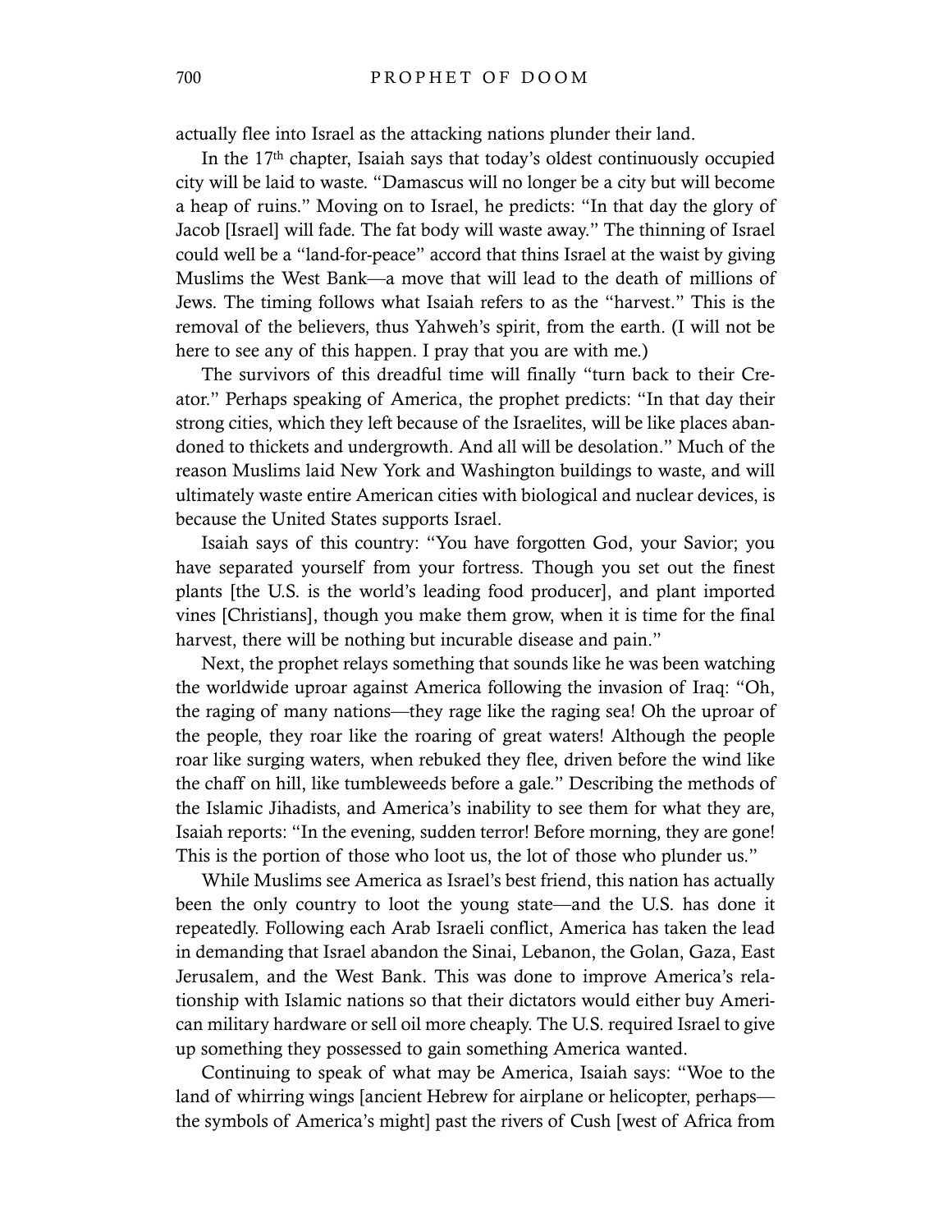actually flee into Israel as the attacking nations plunder their land.

In the 17th chapter, Isaiah says that today's oldest continuously occupied city will be laid to waste. "Damascus will no longer be a city but will become a heap of ruins." Moving on to Israel, he predicts: "In that day the glory of Jacob [Israel] will fade. The fat body will waste away." The thinning of Israel could well be a "land-for-peace" accord that thins Israel at the waist by giving Muslims the West Bank—a move that will lead to the death of millions of Jews. The timing follows what Isaiah refers to as the "harvest." This is the removal of the believers, thus Yahweh's spirit, from the earth. (I will not be here to see any of this happen. I pray that you are with me.)

The survivors of this dreadful time will finally "turn back to their Creator." Perhaps speaking of America, the prophet predicts: "In that day their strong cities, which they left because of the Israelites, will be like places abandoned to thickets and undergrowth. And all will be desolation." Much of the reason Muslims laid New York and Washington buildings to waste, and will ultimately waste entire American cities with biological and nuclear devices, is because the United States supports Israel.

Isaiah says of this country: "You have forgotten God, your Savior; you have separated yourself from your fortress. Though you set out the finest plants [the U.S. is the world's leading food producer], and plant imported vines [Christians], though you make them grow, when it is time for the final harvest, there will be nothing but incurable disease and pain."

Next, the prophet relays something that sounds like he was been watching the worldwide uproar against America following the invasion of Iraq: "Oh, the raging of many nations—they rage like the raging sea! Oh the uproar of the people, they roar like the roaring of great waters! Although the people roar like surging waters, when rebuked they flee, driven before the wind like the chaff on hill, like tumbleweeds before a gale." Describing the methods of the Islamic Jihadists, and America's inability to see them for what they are, Isaiah reports: "In the evening, sudden terror! Before morning, they are gone! This is the portion of those who loot us, the lot of those who plunder us."

While Muslims see America as Israel's best friend, this nation has actually been the only country to loot the young state—and the U.S. has done it repeatedly. Following each Arab Israeli conflict, America has taken the lead in demanding that Israel abandon the Sinai, Lebanon, the Golan, Gaza, East Jerusalem, and the West Bank. This was done to improve America's relationship with Islamic nations so that their dictators would either buy American military hardware or sell oil more cheaply. The U.S. required Israel to give up something they possessed to gain something America wanted.

Continuing to speak of what may be America, Isaiah says: "Woe to the land of whirring wings [ancient Hebrew for airplane or helicopter, perhaps—the symbols of America's might] past the rivers of Cush [west of Africa from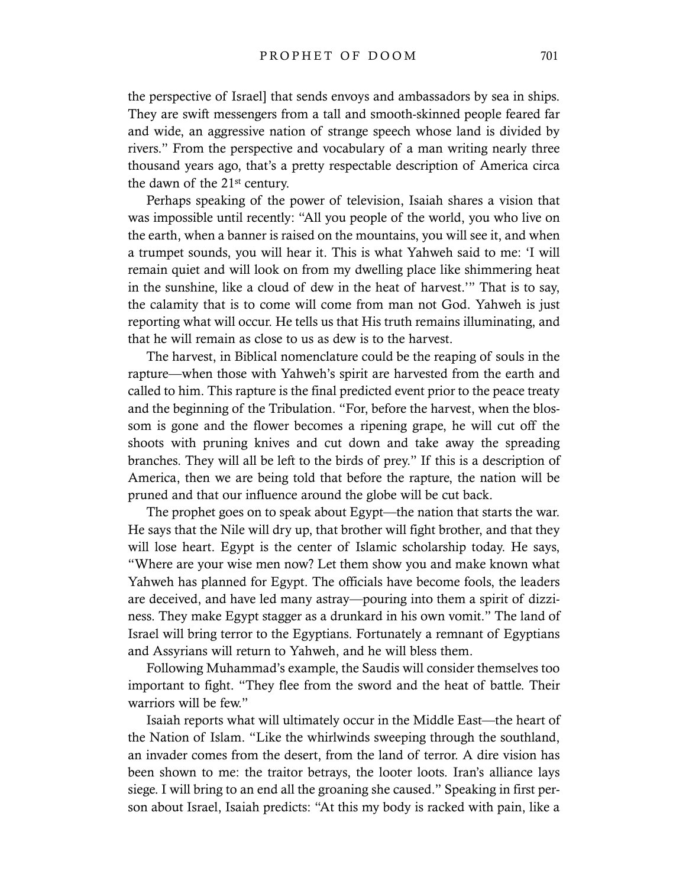the perspective of Israel] that sends envoys and ambassadors by sea in ships. They are swift messengers from a tall and smooth-skinned people feared far and wide, an aggressive nation of strange speech whose land is divided by rivers." From the perspective and vocabulary of a man writing nearly three thousand years ago, that's a pretty respectable description of America circa the dawn of the 21st century.

Perhaps speaking of the power of television, Isaiah shares a vision that was impossible until recently: "All you people of the world, you who live on the earth, when a banner is raised on the mountains, you will see it, and when a trumpet sounds, you will hear it. This is what Yahweh said to me: 'I will remain quiet and will look on from my dwelling place like shimmering heat in the sunshine, like a cloud of dew in the heat of harvest.'" That is to say, the calamity that is to come will come from man not God. Yahweh is just reporting what will occur. He tells us that His truth remains illuminating, and that he will remain as close to us as dew is to the harvest.

The harvest, in Biblical nomenclature could be the reaping of souls in the rapture—when those with Yahweh's spirit are harvested from the earth and called to him. This rapture is the final predicted event prior to the peace treaty and the beginning of the Tribulation. "For, before the harvest, when the blossom is gone and the flower becomes a ripening grape, he will cut off the shoots with pruning knives and cut down and take away the spreading branches. They will all be left to the birds of prey." If this is a description of America, then we are being told that before the rapture, the nation will be pruned and that our influence around the globe will be cut back.

The prophet goes on to speak about Egypt—the nation that starts the war. He says that the Nile will dry up, that brother will fight brother, and that they will lose heart. Egypt is the center of Islamic scholarship today. He says, "Where are your wise men now? Let them show you and make known what Yahweh has planned for Egypt. The officials have become fools, the leaders are deceived, and have led many astray—pouring into them a spirit of dizziness. They make Egypt stagger as a drunkard in his own vomit." The land of Israel will bring terror to the Egyptians. Fortunately a remnant of Egyptians and Assyrians will return to Yahweh, and he will bless them.

Following Muhammad's example, the Saudis will consider themselves too important to fight. "They flee from the sword and the heat of battle. Their warriors will be few."

Isaiah reports what will ultimately occur in the Middle East—the heart of the Nation of Islam. "Like the whirlwinds sweeping through the southland, an invader comes from the desert, from the land of terror. A dire vision has been shown to me: the traitor betrays, the looter loots. Iran's alliance lays siege. I will bring to an end all the groaning she caused." Speaking in first person about Israel, Isaiah predicts: "At this my body is racked with pain, like a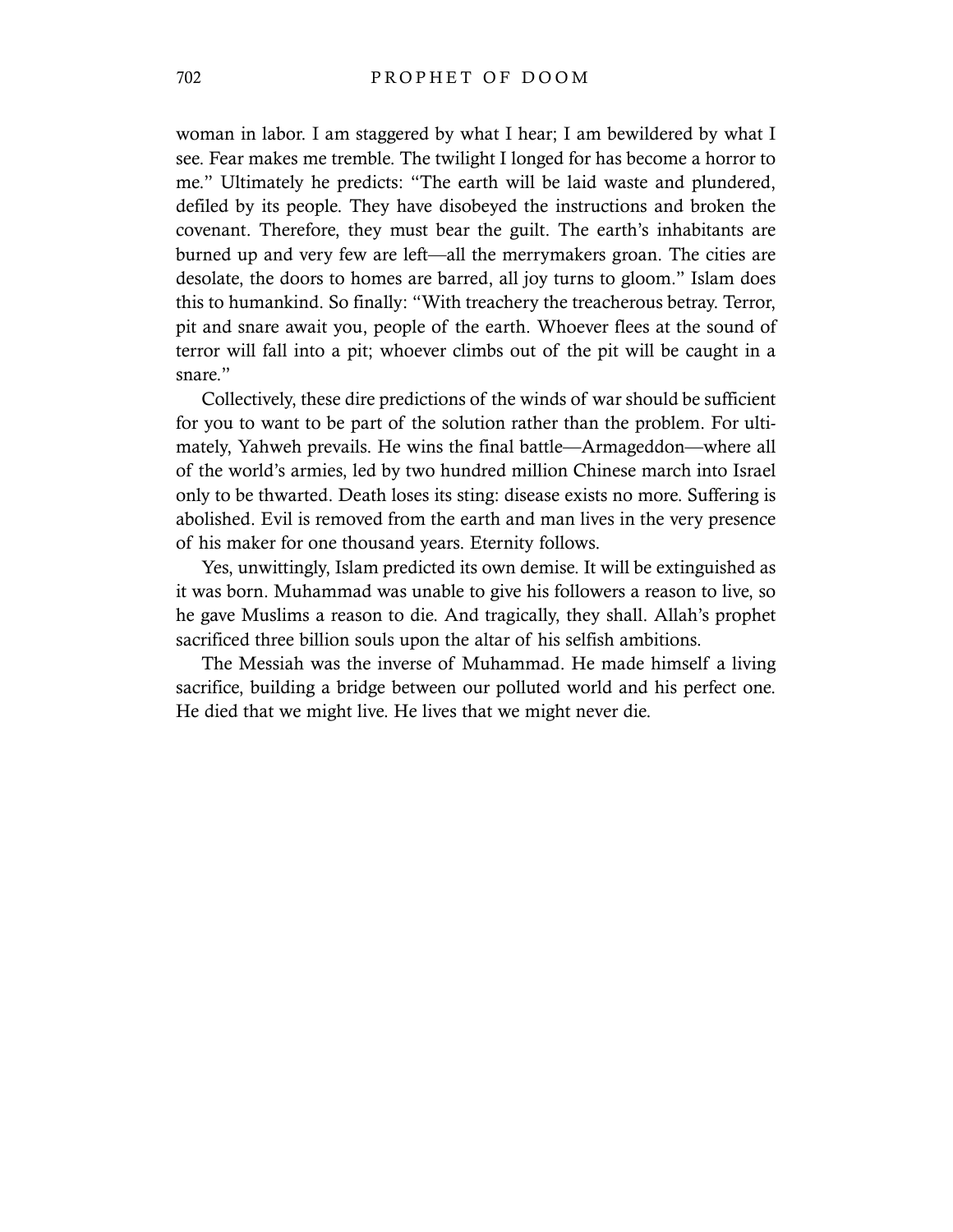woman in labor. I am staggered by what I hear; I am bewildered by what I see. Fear makes me tremble. The twilight I longed for has become a horror to me." Ultimately he predicts: "The earth will be laid waste and plundered, defiled by its people. They have disobeyed the instructions and broken the covenant. Therefore, they must bear the guilt. The earth's inhabitants are burned up and very few are left—all the merrymakers groan. The cities are desolate, the doors to homes are barred, all joy turns to gloom." Islam does this to humankind. So finally: "With treachery the treacherous betray. Terror, pit and snare await you, people of the earth. Whoever flees at the sound of terror will fall into a pit; whoever climbs out of the pit will be caught in a snare."

Collectively, these dire predictions of the winds of war should be sufficient for you to want to be part of the solution rather than the problem. For ultimately, Yahweh prevails. He wins the final battle—Armageddon—where all of the world's armies, led by two hundred million Chinese march into Israel only to be thwarted. Death loses its sting: disease exists no more. Suffering is abolished. Evil is removed from the earth and man lives in the very presence of his maker for one thousand years. Eternity follows.

Yes, unwittingly, Islam predicted its own demise. It will be extinguished as it was born. Muhammad was unable to give his followers a reason to live, so he gave Muslims a reason to die. And tragically, they shall. Allah's prophet sacrificed three billion souls upon the altar of his selfish ambitions.

The Messiah was the inverse of Muhammad. He made himself a living sacrifice, building a bridge between our polluted world and his perfect one. He died that we might live. He lives that we might never die.